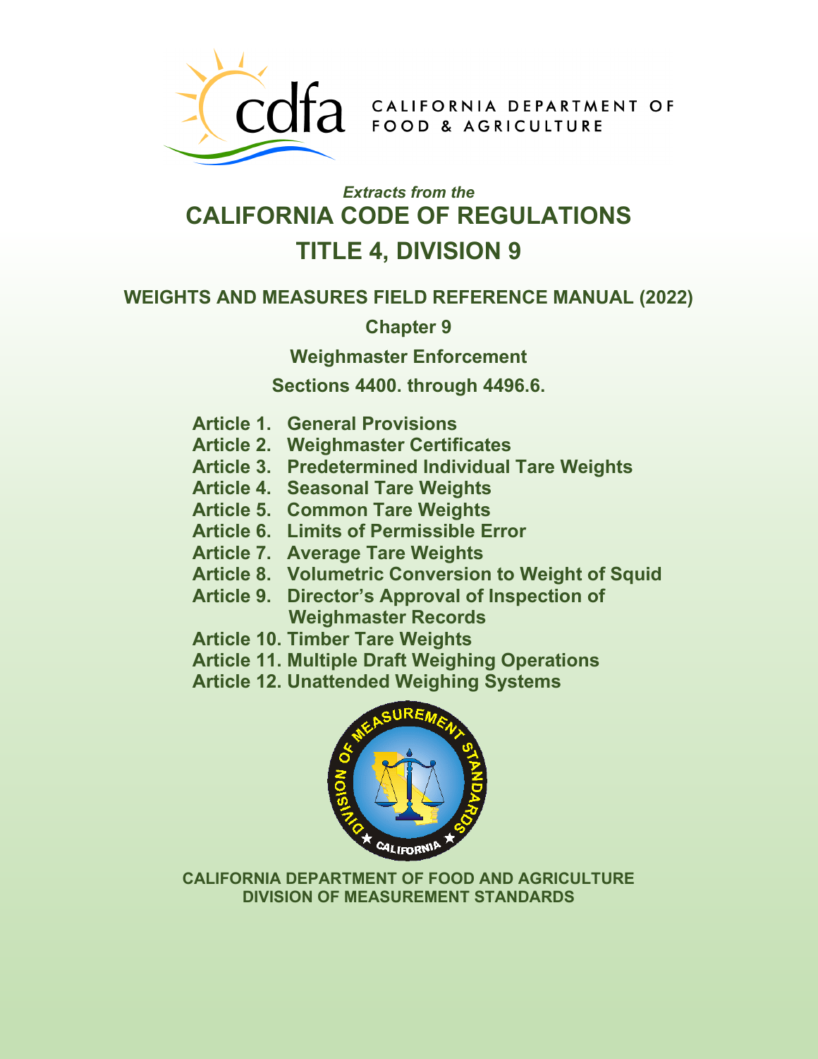CALIFORNIA DEPARTMENT OF FOOD & AGRICULTURE

*Extracts from the*

# CALIFORNIA CODE OF REGULATIONS

# TITLE 4, DIVISION 9

## WEIGHTS AND MEASURES FIELD REFERENCE MANUAL (2022)

### Chapter 9

### Weighmaster Enforcement

### Sections 4400. through 4496.6.

**Article 1. General Provisions**
**Article 2. Weighmaster Certificates**
**Article 3. Predetermined Individual Tare Weights**
**Article 4. Seasonal Tare Weights**
**Article 5. Common Tare Weights**
**Article 6. Limits of Permissible Error**
**Article 7. Average Tare Weights**
**Article 8. Volumetric Conversion to Weight of Squid**
**Article 9. Director's Approval of Inspection of Weighmaster Records**
**Article 10. Timber Tare Weights**
**Article 11. Multiple Draft Weighing Operations**
**Article 12. Unattended Weighing Systems**

**CALIFORNIA DEPARTMENT OF FOOD AND AGRICULTURE**
**DIVISION OF MEASUREMENT STANDARDS**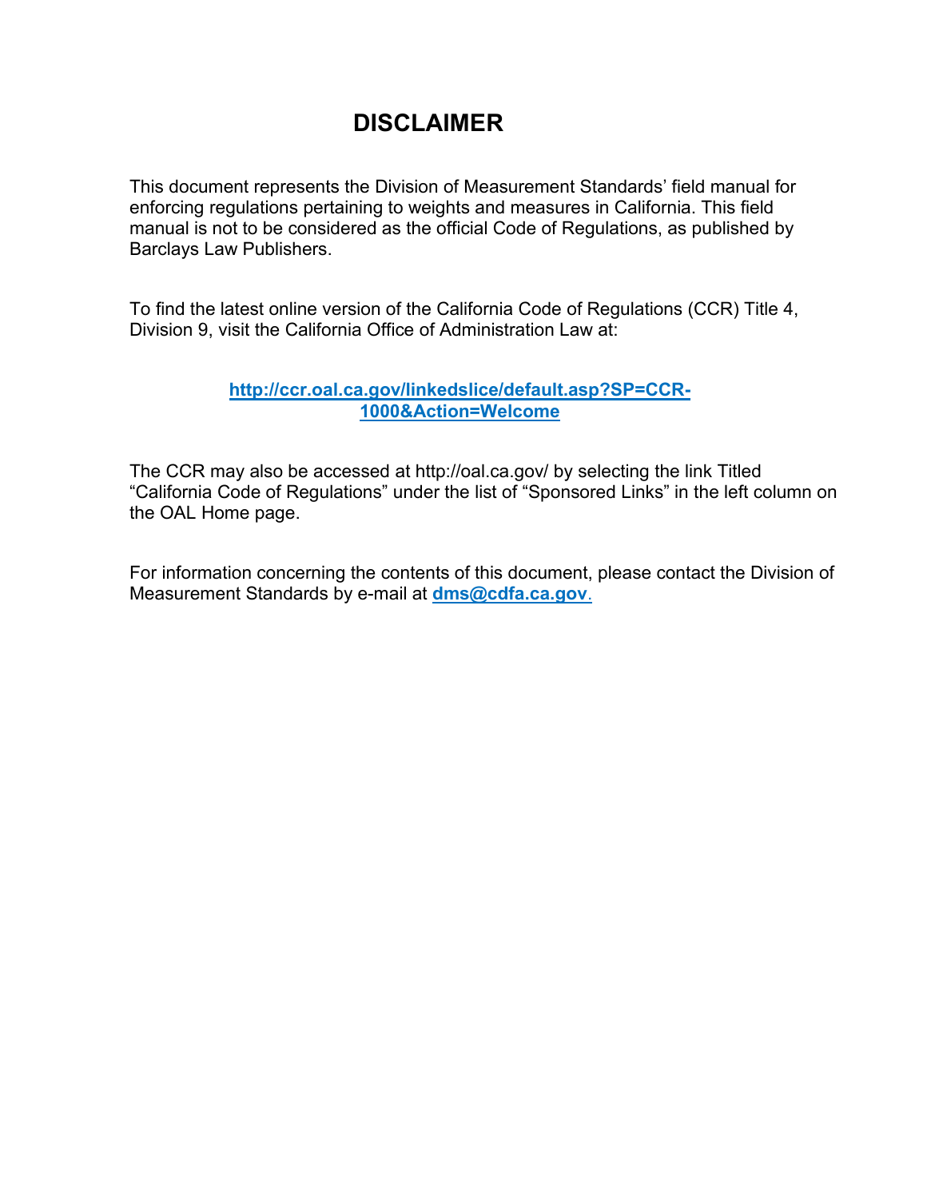# DISCLAIMER

This document represents the Division of Measurement Standards' field manual for enforcing regulations pertaining to weights and measures in California. This field manual is not to be considered as the official Code of Regulations, as published by Barclays Law Publishers.

To find the latest online version of the California Code of Regulations (CCR) Title 4, Division 9, visit the California Office of Administration Law at:

**http://ccr.oal.ca.gov/linkedslice/default.asp?SP=CCR-1000&Action=Welcome**

The CCR may also be accessed at http://oal.ca.gov/ by selecting the link Titled "California Code of Regulations" under the list of "Sponsored Links" in the left column on the OAL Home page.

For information concerning the contents of this document, please contact the Division of Measurement Standards by e-mail at **dms@cdfa.ca.gov**.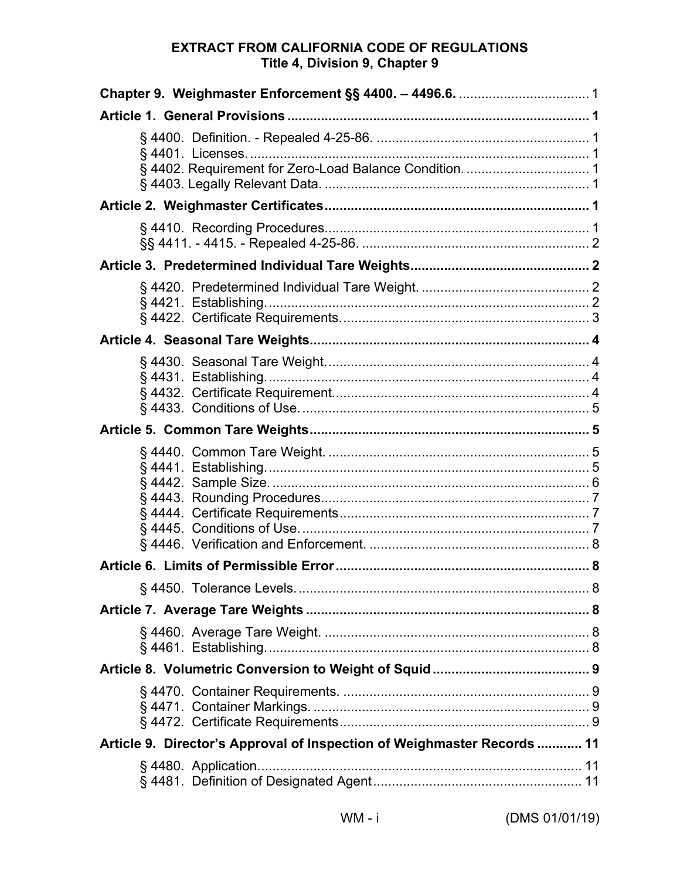**EXTRACT FROM CALIFORNIA CODE OF REGULATIONS**
**Title 4, Division 9, Chapter 9**

**Chapter 9. Weighmaster Enforcement §§ 4400. – 4496.6.** ................................... 1

**Article 1. General Provisions** ................................................................................ 1

§ 4400. Definition. - Repealed 4-25-86. ........................................................ 1
§ 4401. Licenses. .......................................................................................... 1
§ 4402. Requirement for Zero-Load Balance Condition. ................................. 1
§ 4403. Legally Relevant Data. ...................................................................... 1

**Article 2. Weighmaster Certificates** ...................................................................... 1

§ 4410. Recording Procedures...................................................................... 1
§§ 4411. - 4415. - Repealed 4-25-86. ........................................................... 2

**Article 3. Predetermined Individual Tare Weights** ................................................ 2

§ 4420. Predetermined Individual Tare Weight. ............................................ 2
§ 4421. Establishing. ..................................................................................... 2
§ 4422. Certificate Requirements. ................................................................. 3

**Article 4. Seasonal Tare Weights** .......................................................................... 4

§ 4430. Seasonal Tare Weight....................................................................... 4
§ 4431. Establishing. ..................................................................................... 4
§ 4432. Certificate Requirement.................................................................... 4
§ 4433. Conditions of Use. ............................................................................ 5

**Article 5. Common Tare Weights** ........................................................................... 5

§ 4440. Common Tare Weight. ..................................................................... 5
§ 4441. Establishing. ..................................................................................... 5
§ 4442. Sample Size. .................................................................................... 6
§ 4443. Rounding Procedures....................................................................... 7
§ 4444. Certificate Requirements.................................................................. 7
§ 4445. Conditions of Use. ............................................................................ 7
§ 4446. Verification and Enforcement. .......................................................... 8

**Article 6. Limits of Permissible Error** .................................................................... 8

§ 4450. Tolerance Levels. ............................................................................. 8

**Article 7. Average Tare Weights** ............................................................................ 8

§ 4460. Average Tare Weight. ...................................................................... 8
§ 4461. Establishing. ..................................................................................... 8

**Article 8. Volumetric Conversion to Weight of Squid** .......................................... 9

§ 4470. Container Requirements. ................................................................. 9
§ 4471. Container Markings. ......................................................................... 9
§ 4472. Certificate Requirements.................................................................. 9

**Article 9. Director's Approval of Inspection of Weighmaster Records** ............ 11

§ 4480. Application....................................................................................... 11
§ 4481. Definition of Designated Agent........................................................ 11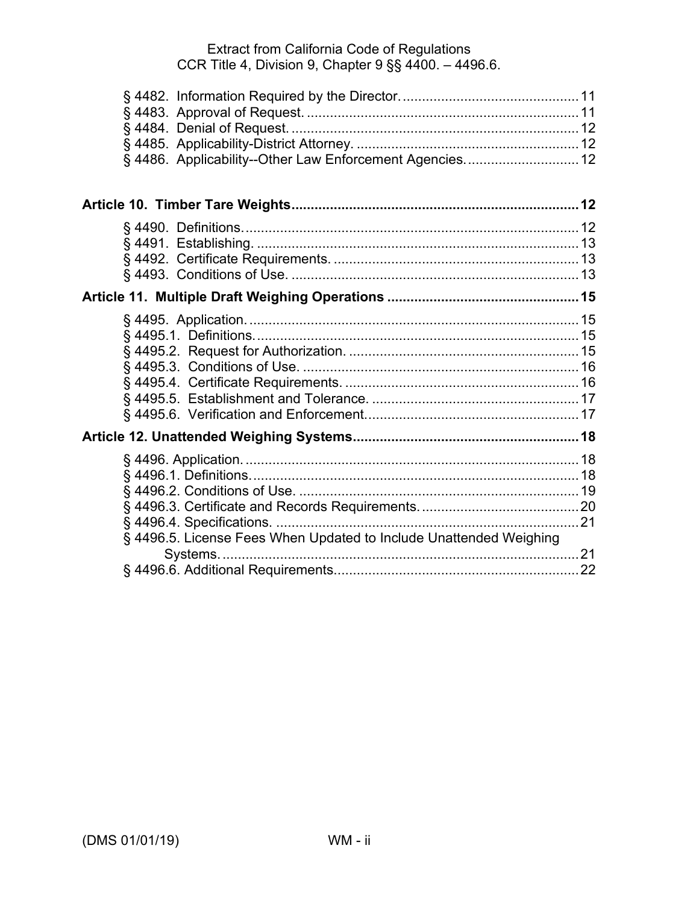§ 4482. Information Required by the Director. .............................................. 11
§ 4483. Approval of Request. ...................................................................... 11
§ 4484. Denial of Request. .......................................................................... 12
§ 4485. Applicability-District Attorney. ......................................................... 12
§ 4486. Applicability--Other Law Enforcement Agencies. ............................. 12

**Article 10. Timber Tare Weights** .......................................................................... **12**

§ 4490. Definitions. ...................................................................................... 12
§ 4491. Establishing. ................................................................................... 13
§ 4492. Certificate Requirements. ................................................................ 13
§ 4493. Conditions of Use. .......................................................................... 13

**Article 11. Multiple Draft Weighing Operations** .................................................. **15**

§ 4495. Application. ..................................................................................... 15
§ 4495.1. Definitions. .................................................................................... 15
§ 4495.2. Request for Authorization. ............................................................ 15
§ 4495.3. Conditions of Use. ........................................................................ 16
§ 4495.4. Certificate Requirements. ............................................................. 16
§ 4495.5. Establishment and Tolerance. ...................................................... 17
§ 4495.6. Verification and Enforcement. ....................................................... 17

**Article 12. Unattended Weighing Systems** .......................................................... **18**

§ 4496. Application. ...................................................................................... 18
§ 4496.1. Definitions. ..................................................................................... 18
§ 4496.2. Conditions of Use. ......................................................................... 19
§ 4496.3. Certificate and Records Requirements. ......................................... 20
§ 4496.4. Specifications. ............................................................................... 21
§ 4496.5. License Fees When Updated to Include Unattended Weighing Systems. .............................................................................................. 21
§ 4496.6. Additional Requirements. ............................................................... 22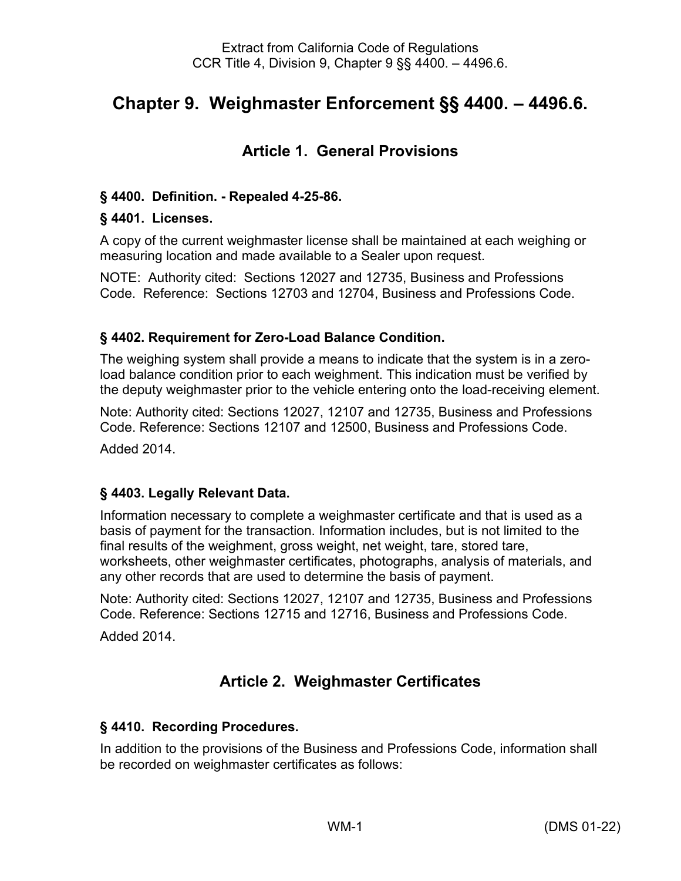# Chapter 9. Weighmaster Enforcement §§ 4400. – 4496.6.

## Article 1. General Provisions

### § 4400. Definition. - Repealed 4-25-86.

### § 4401. Licenses.

A copy of the current weighmaster license shall be maintained at each weighing or measuring location and made available to a Sealer upon request.

NOTE: Authority cited: Sections 12027 and 12735, Business and Professions Code. Reference: Sections 12703 and 12704, Business and Professions Code.

### § 4402. Requirement for Zero-Load Balance Condition.

The weighing system shall provide a means to indicate that the system is in a zero-load balance condition prior to each weighment. This indication must be verified by the deputy weighmaster prior to the vehicle entering onto the load-receiving element.

Note: Authority cited: Sections 12027, 12107 and 12735, Business and Professions Code. Reference: Sections 12107 and 12500, Business and Professions Code.

Added 2014.

### § 4403. Legally Relevant Data.

Information necessary to complete a weighmaster certificate and that is used as a basis of payment for the transaction. Information includes, but is not limited to the final results of the weighment, gross weight, net weight, tare, stored tare, worksheets, other weighmaster certificates, photographs, analysis of materials, and any other records that are used to determine the basis of payment.

Note: Authority cited: Sections 12027, 12107 and 12735, Business and Professions Code. Reference: Sections 12715 and 12716, Business and Professions Code.

Added 2014.

## Article 2. Weighmaster Certificates

### § 4410. Recording Procedures.

In addition to the provisions of the Business and Professions Code, information shall be recorded on weighmaster certificates as follows: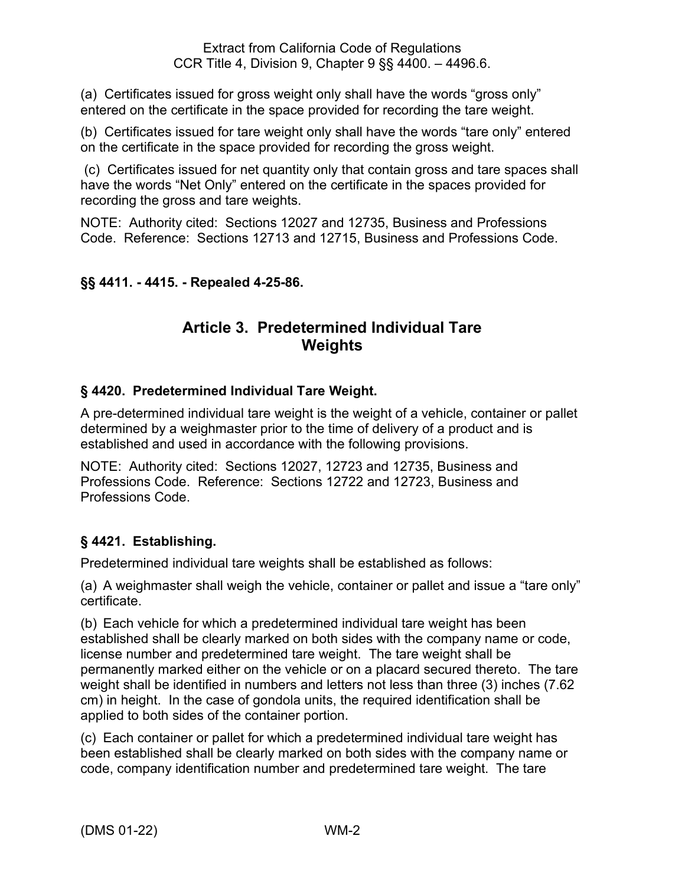(a) Certificates issued for gross weight only shall have the words “gross only” entered on the certificate in the space provided for recording the tare weight.

(b) Certificates issued for tare weight only shall have the words “tare only” entered on the certificate in the space provided for recording the gross weight.

(c) Certificates issued for net quantity only that contain gross and tare spaces shall have the words “Net Only” entered on the certificate in the spaces provided for recording the gross and tare weights.

NOTE: Authority cited: Sections 12027 and 12735, Business and Professions Code. Reference: Sections 12713 and 12715, Business and Professions Code.

**§§ 4411. - 4415. - Repealed 4-25-86.**

## Article 3. Predetermined Individual Tare Weights

### § 4420. Predetermined Individual Tare Weight.

A pre-determined individual tare weight is the weight of a vehicle, container or pallet determined by a weighmaster prior to the time of delivery of a product and is established and used in accordance with the following provisions.

NOTE: Authority cited: Sections 12027, 12723 and 12735, Business and Professions Code. Reference: Sections 12722 and 12723, Business and Professions Code.

### § 4421. Establishing.

Predetermined individual tare weights shall be established as follows:

(a) A weighmaster shall weigh the vehicle, container or pallet and issue a “tare only” certificate.

(b) Each vehicle for which a predetermined individual tare weight has been established shall be clearly marked on both sides with the company name or code, license number and predetermined tare weight. The tare weight shall be permanently marked either on the vehicle or on a placard secured thereto. The tare weight shall be identified in numbers and letters not less than three (3) inches (7.62 cm) in height. In the case of gondola units, the required identification shall be applied to both sides of the container portion.

(c) Each container or pallet for which a predetermined individual tare weight has been established shall be clearly marked on both sides with the company name or code, company identification number and predetermined tare weight. The tare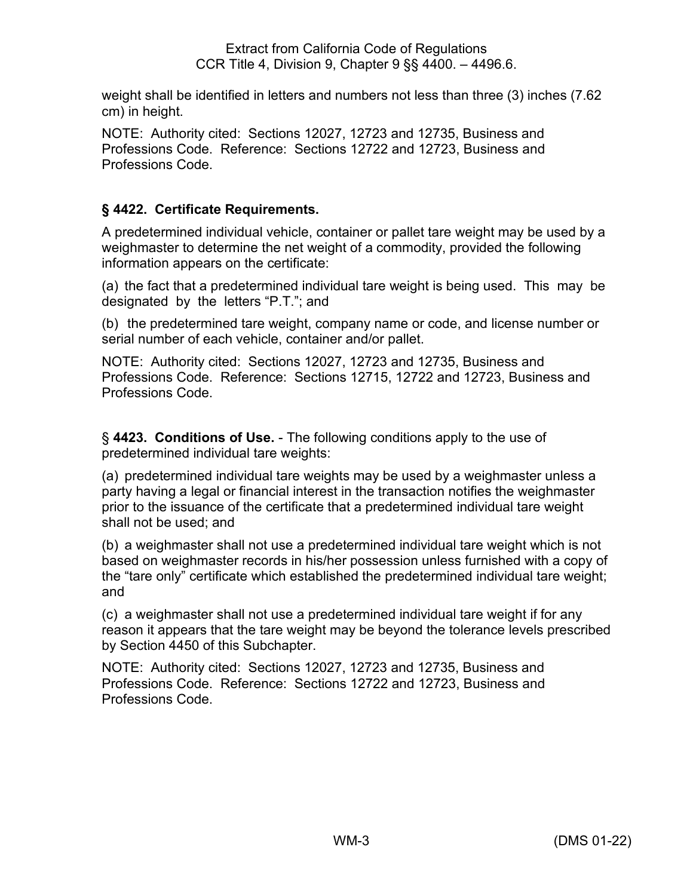weight shall be identified in letters and numbers not less than three (3) inches (7.62 cm) in height.

NOTE: Authority cited: Sections 12027, 12723 and 12735, Business and Professions Code. Reference: Sections 12722 and 12723, Business and Professions Code.

### § 4422. Certificate Requirements.

A predetermined individual vehicle, container or pallet tare weight may be used by a weighmaster to determine the net weight of a commodity, provided the following information appears on the certificate:

(a) the fact that a predetermined individual tare weight is being used. This may be designated by the letters "P.T."; and

(b) the predetermined tare weight, company name or code, and license number or serial number of each vehicle, container and/or pallet.

NOTE: Authority cited: Sections 12027, 12723 and 12735, Business and Professions Code. Reference: Sections 12715, 12722 and 12723, Business and Professions Code.

§ **4423. Conditions of Use.** - The following conditions apply to the use of predetermined individual tare weights:

(a) predetermined individual tare weights may be used by a weighmaster unless a party having a legal or financial interest in the transaction notifies the weighmaster prior to the issuance of the certificate that a predetermined individual tare weight shall not be used; and

(b) a weighmaster shall not use a predetermined individual tare weight which is not based on weighmaster records in his/her possession unless furnished with a copy of the "tare only" certificate which established the predetermined individual tare weight; and

(c) a weighmaster shall not use a predetermined individual tare weight if for any reason it appears that the tare weight may be beyond the tolerance levels prescribed by Section 4450 of this Subchapter.

NOTE: Authority cited: Sections 12027, 12723 and 12735, Business and Professions Code. Reference: Sections 12722 and 12723, Business and Professions Code.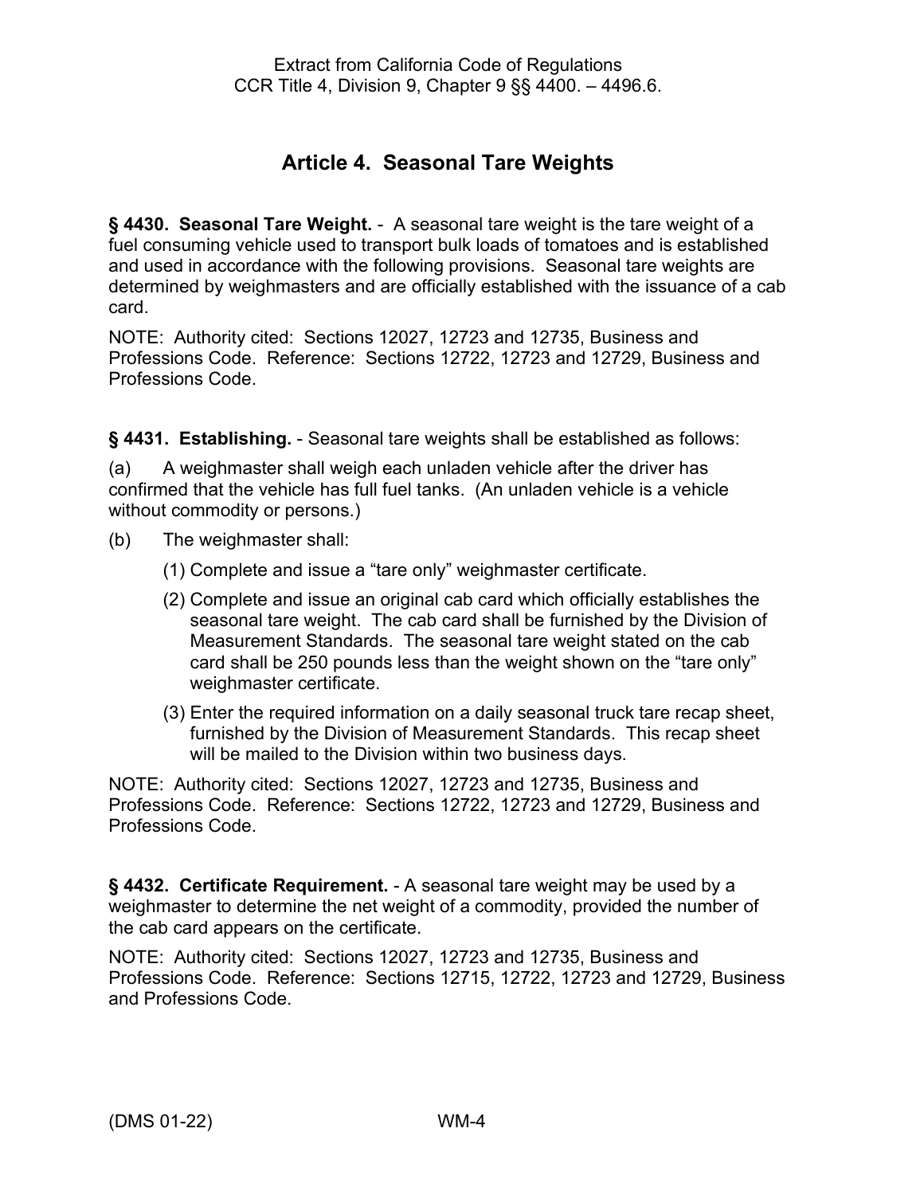# Article 4. Seasonal Tare Weights

**§ 4430. Seasonal Tare Weight.** - A seasonal tare weight is the tare weight of a fuel consuming vehicle used to transport bulk loads of tomatoes and is established and used in accordance with the following provisions. Seasonal tare weights are determined by weighmasters and are officially established with the issuance of a cab card.

NOTE: Authority cited: Sections 12027, 12723 and 12735, Business and Professions Code. Reference: Sections 12722, 12723 and 12729, Business and Professions Code.

**§ 4431. Establishing.** - Seasonal tare weights shall be established as follows:

(a) A weighmaster shall weigh each unladen vehicle after the driver has confirmed that the vehicle has full fuel tanks. (An unladen vehicle is a vehicle without commodity or persons.)

(b) The weighmaster shall:

(1) Complete and issue a "tare only" weighmaster certificate.

(2) Complete and issue an original cab card which officially establishes the seasonal tare weight. The cab card shall be furnished by the Division of Measurement Standards. The seasonal tare weight stated on the cab card shall be 250 pounds less than the weight shown on the "tare only" weighmaster certificate.

(3) Enter the required information on a daily seasonal truck tare recap sheet, furnished by the Division of Measurement Standards. This recap sheet will be mailed to the Division within two business days.

NOTE: Authority cited: Sections 12027, 12723 and 12735, Business and Professions Code. Reference: Sections 12722, 12723 and 12729, Business and Professions Code.

**§ 4432. Certificate Requirement.** - A seasonal tare weight may be used by a weighmaster to determine the net weight of a commodity, provided the number of the cab card appears on the certificate.

NOTE: Authority cited: Sections 12027, 12723 and 12735, Business and Professions Code. Reference: Sections 12715, 12722, 12723 and 12729, Business and Professions Code.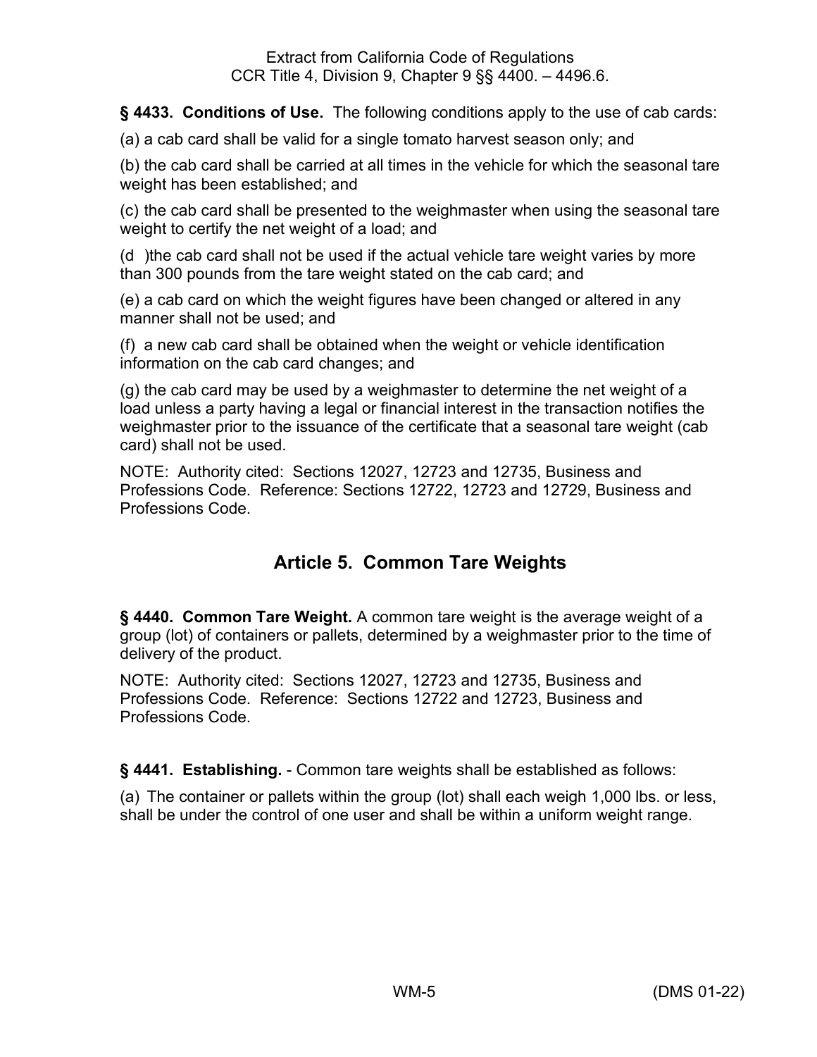**§ 4433. Conditions of Use.** The following conditions apply to the use of cab cards:

(a) a cab card shall be valid for a single tomato harvest season only; and

(b) the cab card shall be carried at all times in the vehicle for which the seasonal tare weight has been established; and

(c) the cab card shall be presented to the weighmaster when using the seasonal tare weight to certify the net weight of a load; and

(d )the cab card shall not be used if the actual vehicle tare weight varies by more than 300 pounds from the tare weight stated on the cab card; and

(e) a cab card on which the weight figures have been changed or altered in any manner shall not be used; and

(f) a new cab card shall be obtained when the weight or vehicle identification information on the cab card changes; and

(g) the cab card may be used by a weighmaster to determine the net weight of a load unless a party having a legal or financial interest in the transaction notifies the weighmaster prior to the issuance of the certificate that a seasonal tare weight (cab card) shall not be used.

NOTE: Authority cited: Sections 12027, 12723 and 12735, Business and Professions Code. Reference: Sections 12722, 12723 and 12729, Business and Professions Code.

## Article 5. Common Tare Weights

**§ 4440. Common Tare Weight.** A common tare weight is the average weight of a group (lot) of containers or pallets, determined by a weighmaster prior to the time of delivery of the product.

NOTE: Authority cited: Sections 12027, 12723 and 12735, Business and Professions Code. Reference: Sections 12722 and 12723, Business and Professions Code.

**§ 4441. Establishing.** - Common tare weights shall be established as follows:

(a) The container or pallets within the group (lot) shall each weigh 1,000 lbs. or less, shall be under the control of one user and shall be within a uniform weight range.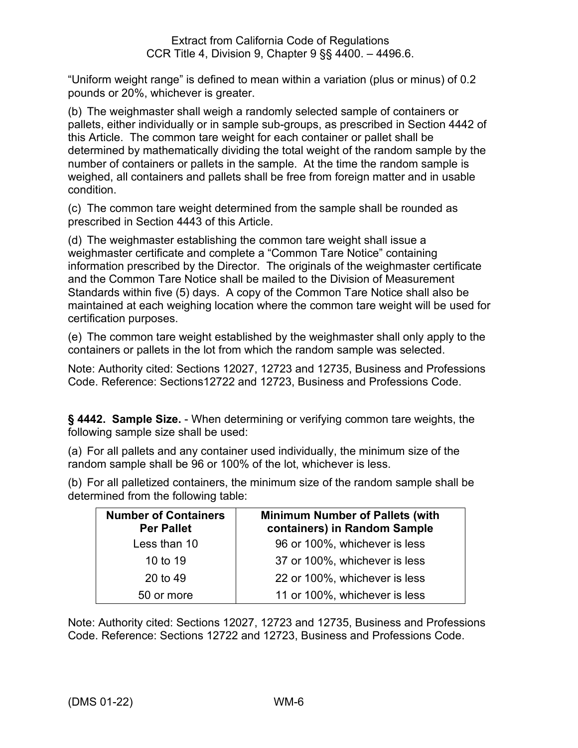"Uniform weight range" is defined to mean within a variation (plus or minus) of 0.2 pounds or 20%, whichever is greater.

(b) The weighmaster shall weigh a randomly selected sample of containers or pallets, either individually or in sample sub-groups, as prescribed in Section 4442 of this Article. The common tare weight for each container or pallet shall be determined by mathematically dividing the total weight of the random sample by the number of containers or pallets in the sample. At the time the random sample is weighed, all containers and pallets shall be free from foreign matter and in usable condition.

(c) The common tare weight determined from the sample shall be rounded as prescribed in Section 4443 of this Article.

(d) The weighmaster establishing the common tare weight shall issue a weighmaster certificate and complete a "Common Tare Notice" containing information prescribed by the Director. The originals of the weighmaster certificate and the Common Tare Notice shall be mailed to the Division of Measurement Standards within five (5) days. A copy of the Common Tare Notice shall also be maintained at each weighing location where the common tare weight will be used for certification purposes.

(e) The common tare weight established by the weighmaster shall only apply to the containers or pallets in the lot from which the random sample was selected.

Note: Authority cited: Sections 12027, 12723 and 12735, Business and Professions Code. Reference: Sections12722 and 12723, Business and Professions Code.

**§ 4442. Sample Size.** - When determining or verifying common tare weights, the following sample size shall be used:

(a) For all pallets and any container used individually, the minimum size of the random sample shall be 96 or 100% of the lot, whichever is less.

(b) For all palletized containers, the minimum size of the random sample shall be determined from the following table:

| Number of Containers Per Pallet | Minimum Number of Pallets (with containers) in Random Sample |
|---|---|
| Less than 10 | 96 or 100%, whichever is less |
| 10 to 19 | 37 or 100%, whichever is less |
| 20 to 49 | 22 or 100%, whichever is less |
| 50 or more | 11 or 100%, whichever is less |

Note: Authority cited: Sections 12027, 12723 and 12735, Business and Professions Code. Reference: Sections 12722 and 12723, Business and Professions Code.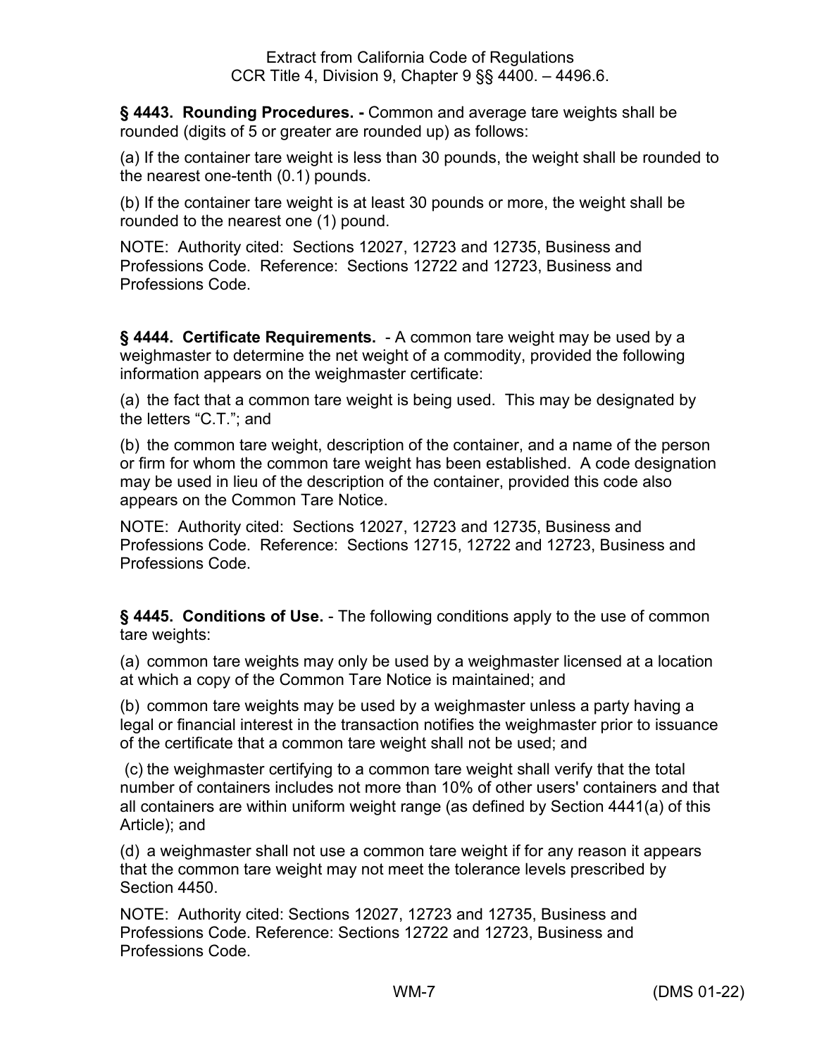**§ 4443. Rounding Procedures. -** Common and average tare weights shall be rounded (digits of 5 or greater are rounded up) as follows:

(a) If the container tare weight is less than 30 pounds, the weight shall be rounded to the nearest one-tenth (0.1) pounds.

(b) If the container tare weight is at least 30 pounds or more, the weight shall be rounded to the nearest one (1) pound.

NOTE: Authority cited: Sections 12027, 12723 and 12735, Business and Professions Code. Reference: Sections 12722 and 12723, Business and Professions Code.

**§ 4444. Certificate Requirements.** - A common tare weight may be used by a weighmaster to determine the net weight of a commodity, provided the following information appears on the weighmaster certificate:

(a) the fact that a common tare weight is being used. This may be designated by the letters "C.T."; and

(b) the common tare weight, description of the container, and a name of the person or firm for whom the common tare weight has been established. A code designation may be used in lieu of the description of the container, provided this code also appears on the Common Tare Notice.

NOTE: Authority cited: Sections 12027, 12723 and 12735, Business and Professions Code. Reference: Sections 12715, 12722 and 12723, Business and Professions Code.

**§ 4445. Conditions of Use.** - The following conditions apply to the use of common tare weights:

(a) common tare weights may only be used by a weighmaster licensed at a location at which a copy of the Common Tare Notice is maintained; and

(b) common tare weights may be used by a weighmaster unless a party having a legal or financial interest in the transaction notifies the weighmaster prior to issuance of the certificate that a common tare weight shall not be used; and

(c) the weighmaster certifying to a common tare weight shall verify that the total number of containers includes not more than 10% of other users' containers and that all containers are within uniform weight range (as defined by Section 4441(a) of this Article); and

(d) a weighmaster shall not use a common tare weight if for any reason it appears that the common tare weight may not meet the tolerance levels prescribed by Section 4450.

NOTE: Authority cited: Sections 12027, 12723 and 12735, Business and Professions Code. Reference: Sections 12722 and 12723, Business and Professions Code.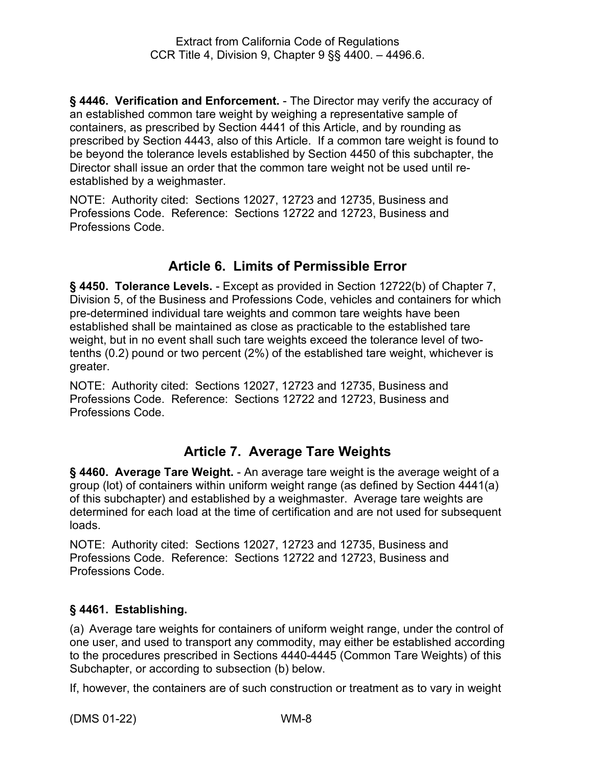**§ 4446. Verification and Enforcement.** - The Director may verify the accuracy of an established common tare weight by weighing a representative sample of containers, as prescribed by Section 4441 of this Article, and by rounding as prescribed by Section 4443, also of this Article. If a common tare weight is found to be beyond the tolerance levels established by Section 4450 of this subchapter, the Director shall issue an order that the common tare weight not be used until re-established by a weighmaster.

NOTE: Authority cited: Sections 12027, 12723 and 12735, Business and Professions Code. Reference: Sections 12722 and 12723, Business and Professions Code.

## Article 6. Limits of Permissible Error

**§ 4450. Tolerance Levels.** - Except as provided in Section 12722(b) of Chapter 7, Division 5, of the Business and Professions Code, vehicles and containers for which pre-determined individual tare weights and common tare weights have been established shall be maintained as close as practicable to the established tare weight, but in no event shall such tare weights exceed the tolerance level of two-tenths (0.2) pound or two percent (2%) of the established tare weight, whichever is greater.

NOTE: Authority cited: Sections 12027, 12723 and 12735, Business and Professions Code. Reference: Sections 12722 and 12723, Business and Professions Code.

## Article 7. Average Tare Weights

**§ 4460. Average Tare Weight.** - An average tare weight is the average weight of a group (lot) of containers within uniform weight range (as defined by Section 4441(a) of this subchapter) and established by a weighmaster. Average tare weights are determined for each load at the time of certification and are not used for subsequent loads.

NOTE: Authority cited: Sections 12027, 12723 and 12735, Business and Professions Code. Reference: Sections 12722 and 12723, Business and Professions Code.

**§ 4461. Establishing.**

(a) Average tare weights for containers of uniform weight range, under the control of one user, and used to transport any commodity, may either be established according to the procedures prescribed in Sections 4440-4445 (Common Tare Weights) of this Subchapter, or according to subsection (b) below.

If, however, the containers are of such construction or treatment as to vary in weight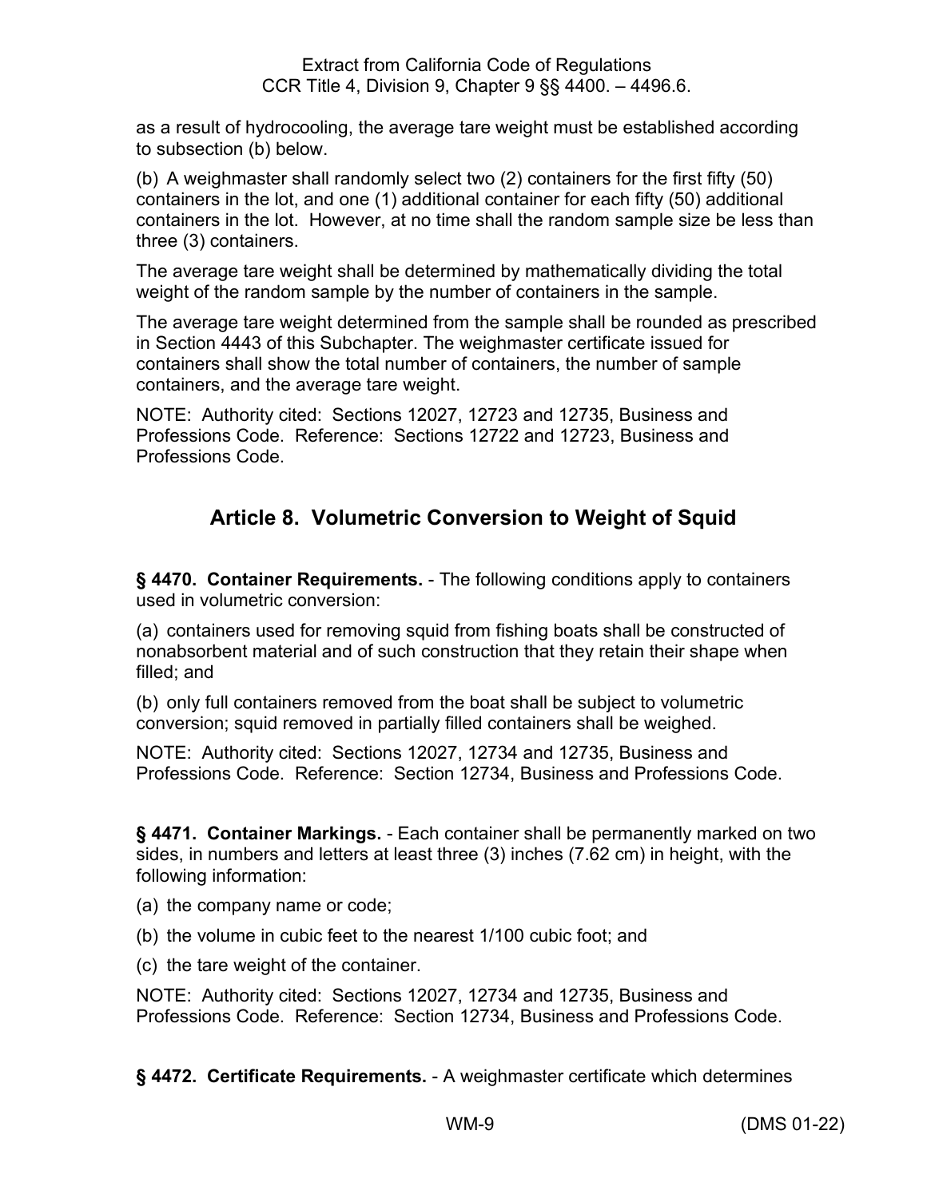as a result of hydrocooling, the average tare weight must be established according to subsection (b) below.

(b) A weighmaster shall randomly select two (2) containers for the first fifty (50) containers in the lot, and one (1) additional container for each fifty (50) additional containers in the lot. However, at no time shall the random sample size be less than three (3) containers.

The average tare weight shall be determined by mathematically dividing the total weight of the random sample by the number of containers in the sample.

The average tare weight determined from the sample shall be rounded as prescribed in Section 4443 of this Subchapter. The weighmaster certificate issued for containers shall show the total number of containers, the number of sample containers, and the average tare weight.

NOTE: Authority cited: Sections 12027, 12723 and 12735, Business and Professions Code. Reference: Sections 12722 and 12723, Business and Professions Code.

## Article 8. Volumetric Conversion to Weight of Squid

**§ 4470. Container Requirements.** - The following conditions apply to containers used in volumetric conversion:

(a) containers used for removing squid from fishing boats shall be constructed of nonabsorbent material and of such construction that they retain their shape when filled; and

(b) only full containers removed from the boat shall be subject to volumetric conversion; squid removed in partially filled containers shall be weighed.

NOTE: Authority cited: Sections 12027, 12734 and 12735, Business and Professions Code. Reference: Section 12734, Business and Professions Code.

**§ 4471. Container Markings.** - Each container shall be permanently marked on two sides, in numbers and letters at least three (3) inches (7.62 cm) in height, with the following information:

(a) the company name or code;

(b) the volume in cubic feet to the nearest 1/100 cubic foot; and

(c) the tare weight of the container.

NOTE: Authority cited: Sections 12027, 12734 and 12735, Business and Professions Code. Reference: Section 12734, Business and Professions Code.

**§ 4472. Certificate Requirements.** - A weighmaster certificate which determines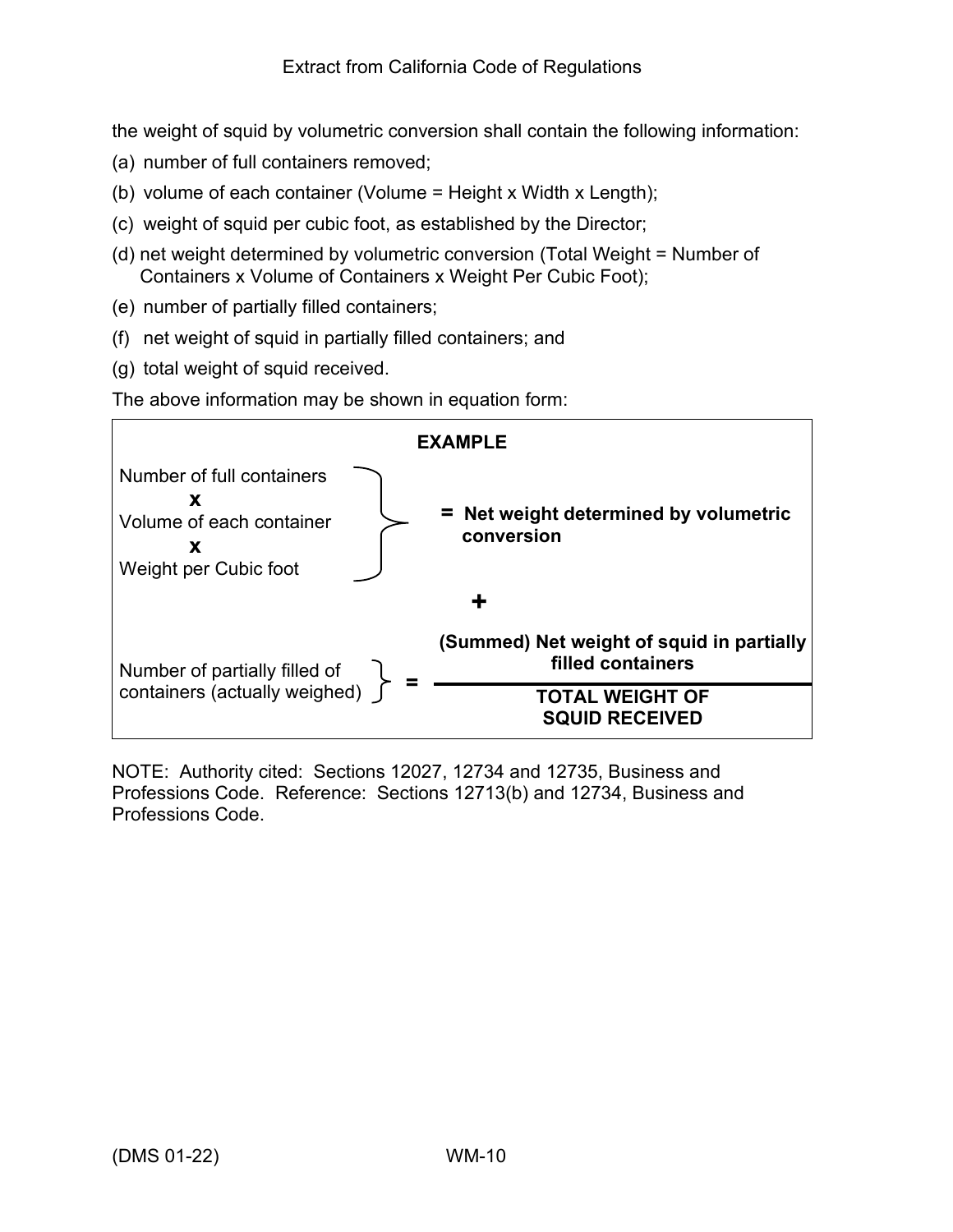the weight of squid by volumetric conversion shall contain the following information:

(a) number of full containers removed;

(b) volume of each container (Volume = Height x Width x Length);

(c) weight of squid per cubic foot, as established by the Director;

(d) net weight determined by volumetric conversion (Total Weight = Number of Containers x Volume of Containers x Weight Per Cubic Foot);

(e) number of partially filled containers;

(f) net weight of squid in partially filled containers; and

(g) total weight of squid received.

The above information may be shown in equation form:

**EXAMPLE**

| | | |
|---|---|---|
| Number of full containers **x** Volume of each container **x** Weight per Cubic foot | = | **Net weight determined by volumetric conversion** |
| | | **+** |
| Number of partially filled of containers (actually weighed) | = | **(Summed) Net weight of squid in partially filled containers** |
| | | **TOTAL WEIGHT OF SQUID RECEIVED** |

NOTE: Authority cited: Sections 12027, 12734 and 12735, Business and Professions Code. Reference: Sections 12713(b) and 12734, Business and Professions Code.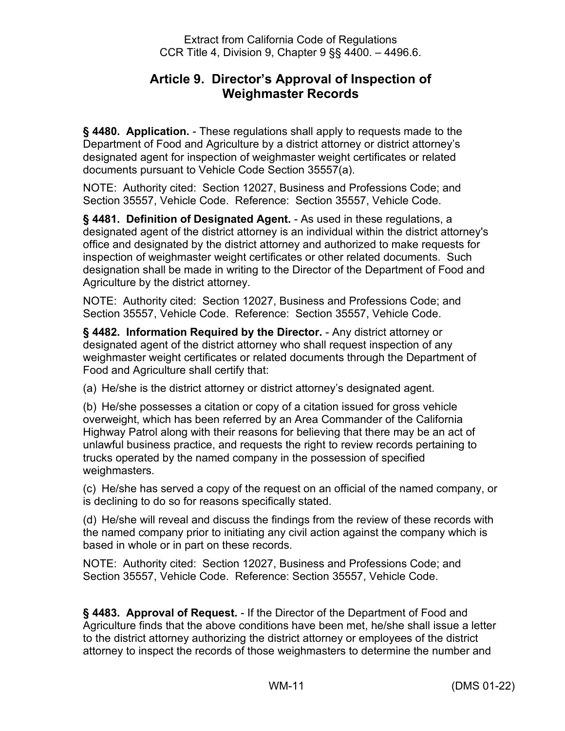Extract from California Code of Regulations
CCR Title 4, Division 9, Chapter 9 §§ 4400. – 4496.6.

## Article 9. Director's Approval of Inspection of Weighmaster Records

**§ 4480. Application.** - These regulations shall apply to requests made to the Department of Food and Agriculture by a district attorney or district attorney's designated agent for inspection of weighmaster weight certificates or related documents pursuant to Vehicle Code Section 35557(a).

NOTE: Authority cited: Section 12027, Business and Professions Code; and Section 35557, Vehicle Code. Reference: Section 35557, Vehicle Code.

**§ 4481. Definition of Designated Agent.** - As used in these regulations, a designated agent of the district attorney is an individual within the district attorney's office and designated by the district attorney and authorized to make requests for inspection of weighmaster weight certificates or other related documents. Such designation shall be made in writing to the Director of the Department of Food and Agriculture by the district attorney.

NOTE: Authority cited: Section 12027, Business and Professions Code; and Section 35557, Vehicle Code. Reference: Section 35557, Vehicle Code.

**§ 4482. Information Required by the Director.** - Any district attorney or designated agent of the district attorney who shall request inspection of any weighmaster weight certificates or related documents through the Department of Food and Agriculture shall certify that:

(a) He/she is the district attorney or district attorney's designated agent.

(b) He/she possesses a citation or copy of a citation issued for gross vehicle overweight, which has been referred by an Area Commander of the California Highway Patrol along with their reasons for believing that there may be an act of unlawful business practice, and requests the right to review records pertaining to trucks operated by the named company in the possession of specified weighmasters.

(c) He/she has served a copy of the request on an official of the named company, or is declining to do so for reasons specifically stated.

(d) He/she will reveal and discuss the findings from the review of these records with the named company prior to initiating any civil action against the company which is based in whole or in part on these records.

NOTE: Authority cited: Section 12027, Business and Professions Code; and Section 35557, Vehicle Code. Reference: Section 35557, Vehicle Code.

**§ 4483. Approval of Request.** - If the Director of the Department of Food and Agriculture finds that the above conditions have been met, he/she shall issue a letter to the district attorney authorizing the district attorney or employees of the district attorney to inspect the records of those weighmasters to determine the number and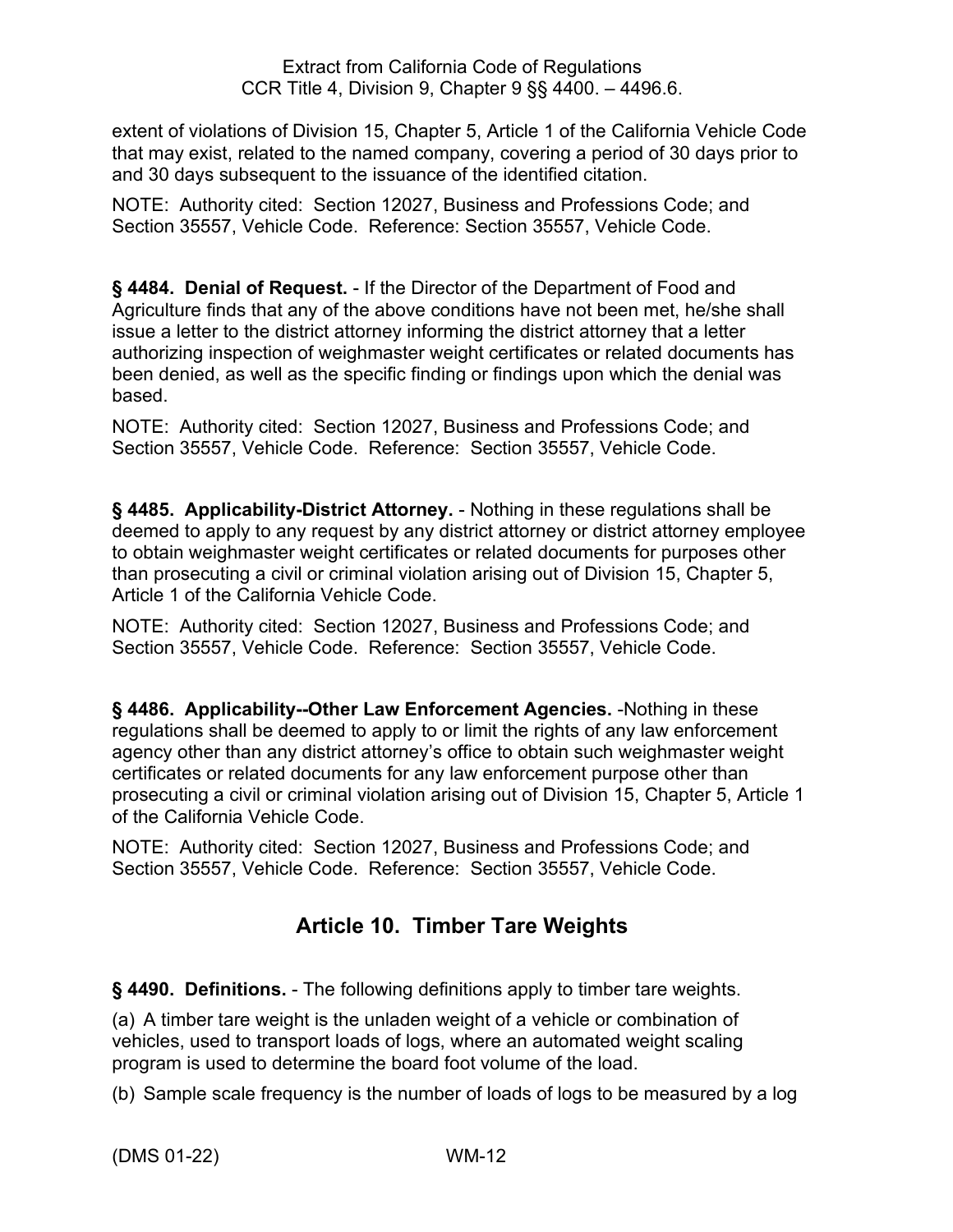extent of violations of Division 15, Chapter 5, Article 1 of the California Vehicle Code that may exist, related to the named company, covering a period of 30 days prior to and 30 days subsequent to the issuance of the identified citation.

NOTE: Authority cited: Section 12027, Business and Professions Code; and Section 35557, Vehicle Code. Reference: Section 35557, Vehicle Code.

**§ 4484. Denial of Request.** - If the Director of the Department of Food and Agriculture finds that any of the above conditions have not been met, he/she shall issue a letter to the district attorney informing the district attorney that a letter authorizing inspection of weighmaster weight certificates or related documents has been denied, as well as the specific finding or findings upon which the denial was based.

NOTE: Authority cited: Section 12027, Business and Professions Code; and Section 35557, Vehicle Code. Reference: Section 35557, Vehicle Code.

**§ 4485. Applicability-District Attorney.** - Nothing in these regulations shall be deemed to apply to any request by any district attorney or district attorney employee to obtain weighmaster weight certificates or related documents for purposes other than prosecuting a civil or criminal violation arising out of Division 15, Chapter 5, Article 1 of the California Vehicle Code.

NOTE: Authority cited: Section 12027, Business and Professions Code; and Section 35557, Vehicle Code. Reference: Section 35557, Vehicle Code.

**§ 4486. Applicability--Other Law Enforcement Agencies.** -Nothing in these regulations shall be deemed to apply to or limit the rights of any law enforcement agency other than any district attorney's office to obtain such weighmaster weight certificates or related documents for any law enforcement purpose other than prosecuting a civil or criminal violation arising out of Division 15, Chapter 5, Article 1 of the California Vehicle Code.

NOTE: Authority cited: Section 12027, Business and Professions Code; and Section 35557, Vehicle Code. Reference: Section 35557, Vehicle Code.

## Article 10. Timber Tare Weights

**§ 4490. Definitions.** - The following definitions apply to timber tare weights.

(a) A timber tare weight is the unladen weight of a vehicle or combination of vehicles, used to transport loads of logs, where an automated weight scaling program is used to determine the board foot volume of the load.

(b) Sample scale frequency is the number of loads of logs to be measured by a log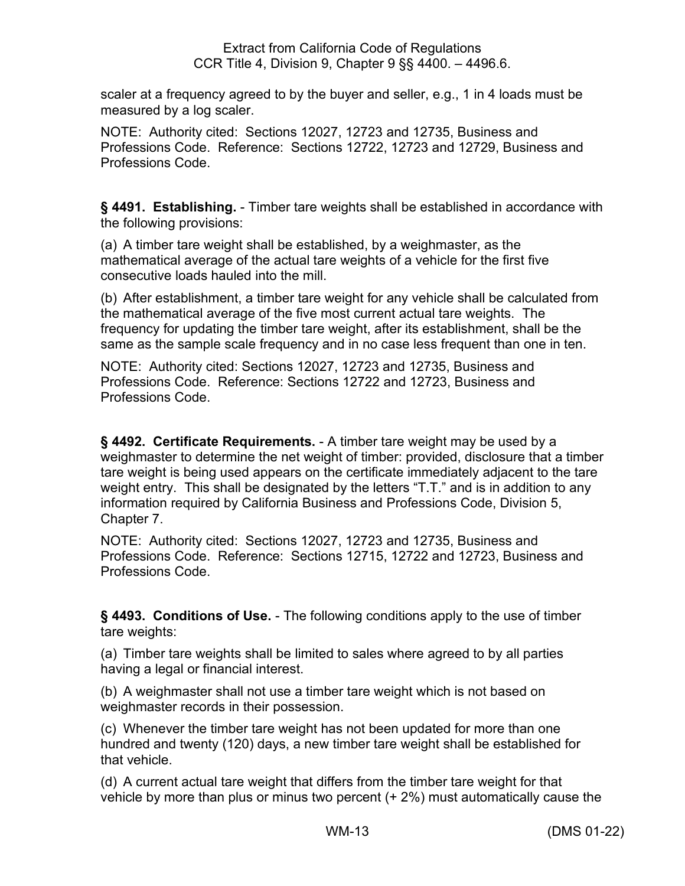scaler at a frequency agreed to by the buyer and seller, e.g., 1 in 4 loads must be measured by a log scaler.

NOTE: Authority cited: Sections 12027, 12723 and 12735, Business and Professions Code. Reference: Sections 12722, 12723 and 12729, Business and Professions Code.

**§ 4491. Establishing.** - Timber tare weights shall be established in accordance with the following provisions:

(a) A timber tare weight shall be established, by a weighmaster, as the mathematical average of the actual tare weights of a vehicle for the first five consecutive loads hauled into the mill.

(b) After establishment, a timber tare weight for any vehicle shall be calculated from the mathematical average of the five most current actual tare weights. The frequency for updating the timber tare weight, after its establishment, shall be the same as the sample scale frequency and in no case less frequent than one in ten.

NOTE: Authority cited: Sections 12027, 12723 and 12735, Business and Professions Code. Reference: Sections 12722 and 12723, Business and Professions Code.

**§ 4492. Certificate Requirements.** - A timber tare weight may be used by a weighmaster to determine the net weight of timber: provided, disclosure that a timber tare weight is being used appears on the certificate immediately adjacent to the tare weight entry. This shall be designated by the letters "T.T." and is in addition to any information required by California Business and Professions Code, Division 5, Chapter 7.

NOTE: Authority cited: Sections 12027, 12723 and 12735, Business and Professions Code. Reference: Sections 12715, 12722 and 12723, Business and Professions Code.

**§ 4493. Conditions of Use.** - The following conditions apply to the use of timber tare weights:

(a) Timber tare weights shall be limited to sales where agreed to by all parties having a legal or financial interest.

(b) A weighmaster shall not use a timber tare weight which is not based on weighmaster records in their possession.

(c) Whenever the timber tare weight has not been updated for more than one hundred and twenty (120) days, a new timber tare weight shall be established for that vehicle.

(d) A current actual tare weight that differs from the timber tare weight for that vehicle by more than plus or minus two percent (+ 2%) must automatically cause the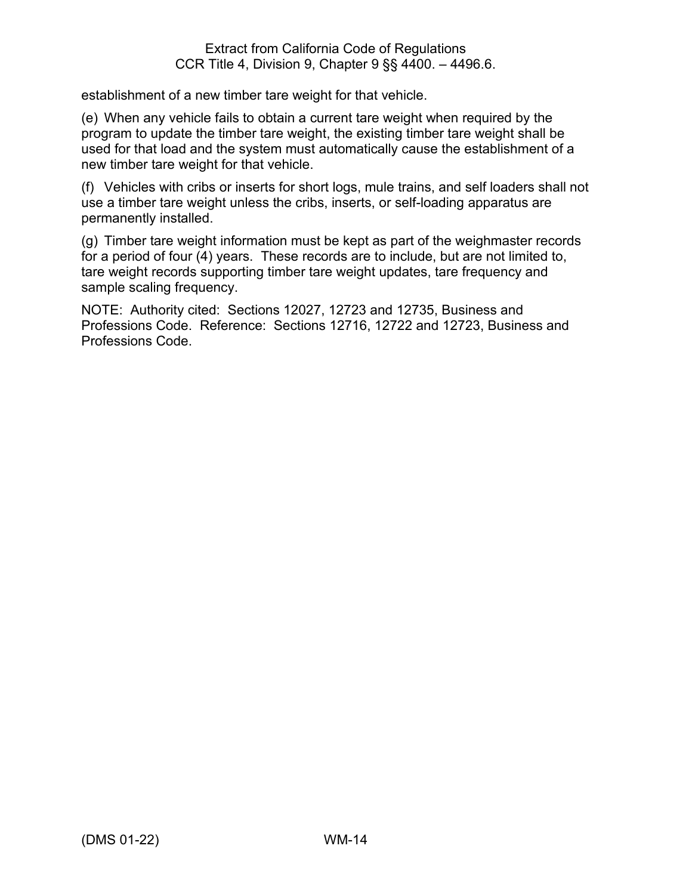establishment of a new timber tare weight for that vehicle.

(e) When any vehicle fails to obtain a current tare weight when required by the program to update the timber tare weight, the existing timber tare weight shall be used for that load and the system must automatically cause the establishment of a new timber tare weight for that vehicle.

(f) Vehicles with cribs or inserts for short logs, mule trains, and self loaders shall not use a timber tare weight unless the cribs, inserts, or self-loading apparatus are permanently installed.

(g) Timber tare weight information must be kept as part of the weighmaster records for a period of four (4) years. These records are to include, but are not limited to, tare weight records supporting timber tare weight updates, tare frequency and sample scaling frequency.

NOTE: Authority cited: Sections 12027, 12723 and 12735, Business and Professions Code. Reference: Sections 12716, 12722 and 12723, Business and Professions Code.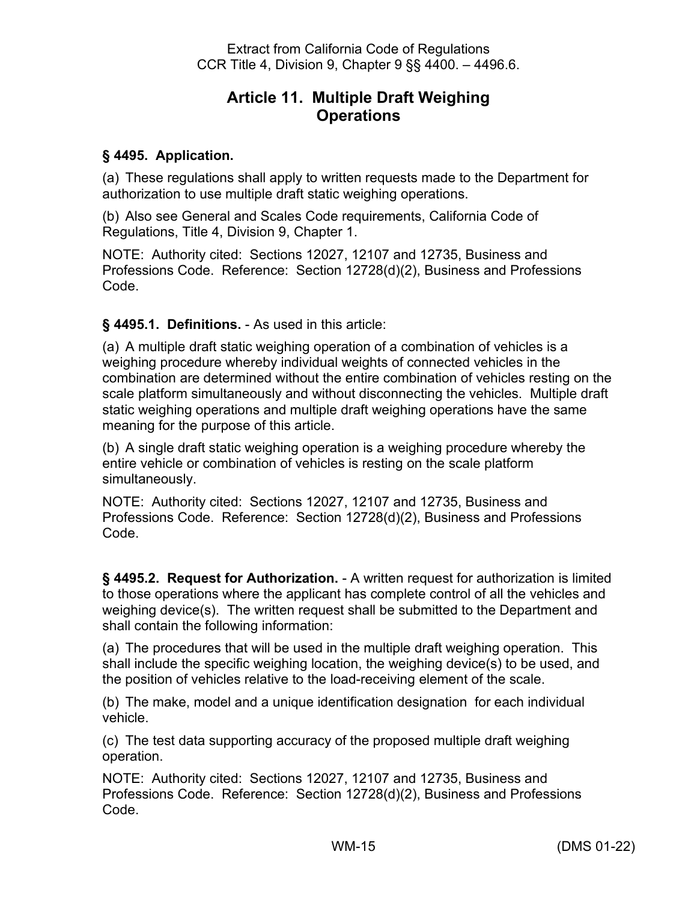Extract from California Code of Regulations
CCR Title 4, Division 9, Chapter 9 §§ 4400. – 4496.6.

# Article 11. Multiple Draft Weighing Operations

### § 4495. Application.

(a) These regulations shall apply to written requests made to the Department for authorization to use multiple draft static weighing operations.

(b) Also see General and Scales Code requirements, California Code of Regulations, Title 4, Division 9, Chapter 1.

NOTE: Authority cited: Sections 12027, 12107 and 12735, Business and Professions Code. Reference: Section 12728(d)(2), Business and Professions Code.

### § 4495.1. Definitions. - As used in this article:

(a) A multiple draft static weighing operation of a combination of vehicles is a weighing procedure whereby individual weights of connected vehicles in the combination are determined without the entire combination of vehicles resting on the scale platform simultaneously and without disconnecting the vehicles. Multiple draft static weighing operations and multiple draft weighing operations have the same meaning for the purpose of this article.

(b) A single draft static weighing operation is a weighing procedure whereby the entire vehicle or combination of vehicles is resting on the scale platform simultaneously.

NOTE: Authority cited: Sections 12027, 12107 and 12735, Business and Professions Code. Reference: Section 12728(d)(2), Business and Professions Code.

### § 4495.2. Request for Authorization. - A written request for authorization is limited to those operations where the applicant has complete control of all the vehicles and weighing device(s). The written request shall be submitted to the Department and shall contain the following information:

(a) The procedures that will be used in the multiple draft weighing operation. This shall include the specific weighing location, the weighing device(s) to be used, and the position of vehicles relative to the load-receiving element of the scale.

(b) The make, model and a unique identification designation for each individual vehicle.

(c) The test data supporting accuracy of the proposed multiple draft weighing operation.

NOTE: Authority cited: Sections 12027, 12107 and 12735, Business and Professions Code. Reference: Section 12728(d)(2), Business and Professions Code.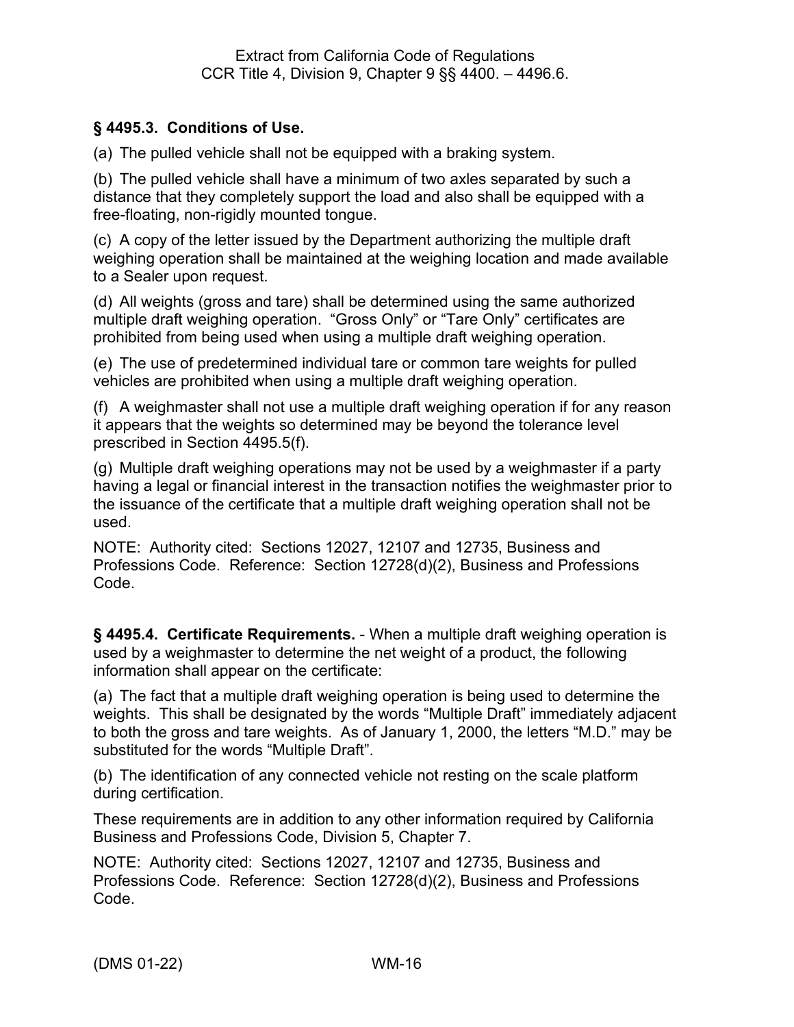**§ 4495.3. Conditions of Use.**

(a) The pulled vehicle shall not be equipped with a braking system.

(b) The pulled vehicle shall have a minimum of two axles separated by such a distance that they completely support the load and also shall be equipped with a free-floating, non-rigidly mounted tongue.

(c) A copy of the letter issued by the Department authorizing the multiple draft weighing operation shall be maintained at the weighing location and made available to a Sealer upon request.

(d) All weights (gross and tare) shall be determined using the same authorized multiple draft weighing operation. "Gross Only" or "Tare Only" certificates are prohibited from being used when using a multiple draft weighing operation.

(e) The use of predetermined individual tare or common tare weights for pulled vehicles are prohibited when using a multiple draft weighing operation.

(f) A weighmaster shall not use a multiple draft weighing operation if for any reason it appears that the weights so determined may be beyond the tolerance level prescribed in Section 4495.5(f).

(g) Multiple draft weighing operations may not be used by a weighmaster if a party having a legal or financial interest in the transaction notifies the weighmaster prior to the issuance of the certificate that a multiple draft weighing operation shall not be used.

NOTE: Authority cited: Sections 12027, 12107 and 12735, Business and Professions Code. Reference: Section 12728(d)(2), Business and Professions Code.

**§ 4495.4. Certificate Requirements.** - When a multiple draft weighing operation is used by a weighmaster to determine the net weight of a product, the following information shall appear on the certificate:

(a) The fact that a multiple draft weighing operation is being used to determine the weights. This shall be designated by the words "Multiple Draft" immediately adjacent to both the gross and tare weights. As of January 1, 2000, the letters "M.D." may be substituted for the words "Multiple Draft".

(b) The identification of any connected vehicle not resting on the scale platform during certification.

These requirements are in addition to any other information required by California Business and Professions Code, Division 5, Chapter 7.

NOTE: Authority cited: Sections 12027, 12107 and 12735, Business and Professions Code. Reference: Section 12728(d)(2), Business and Professions Code.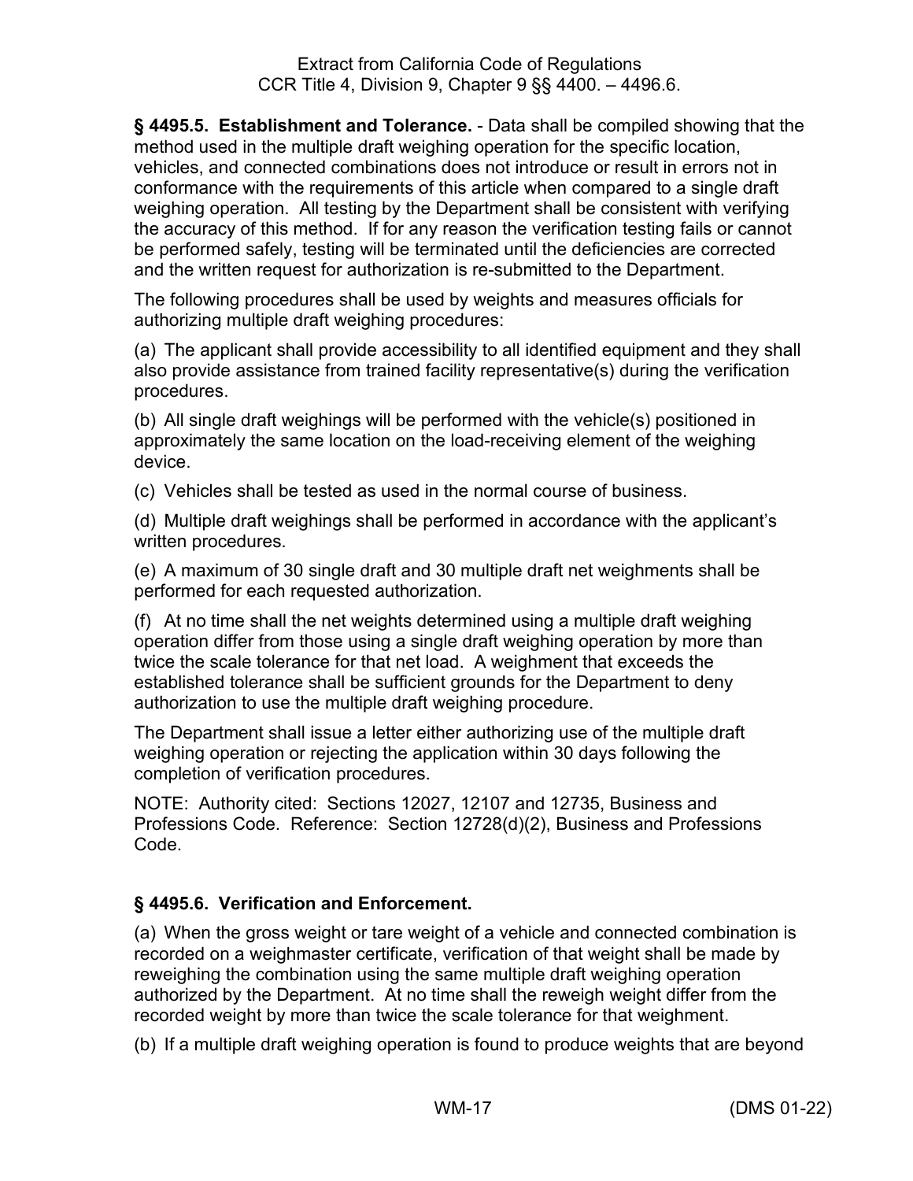**§ 4495.5. Establishment and Tolerance.** - Data shall be compiled showing that the method used in the multiple draft weighing operation for the specific location, vehicles, and connected combinations does not introduce or result in errors not in conformance with the requirements of this article when compared to a single draft weighing operation. All testing by the Department shall be consistent with verifying the accuracy of this method. If for any reason the verification testing fails or cannot be performed safely, testing will be terminated until the deficiencies are corrected and the written request for authorization is re-submitted to the Department.

The following procedures shall be used by weights and measures officials for authorizing multiple draft weighing procedures:

(a) The applicant shall provide accessibility to all identified equipment and they shall also provide assistance from trained facility representative(s) during the verification procedures.

(b) All single draft weighings will be performed with the vehicle(s) positioned in approximately the same location on the load-receiving element of the weighing device.

(c) Vehicles shall be tested as used in the normal course of business.

(d) Multiple draft weighings shall be performed in accordance with the applicant's written procedures.

(e) A maximum of 30 single draft and 30 multiple draft net weighments shall be performed for each requested authorization.

(f) At no time shall the net weights determined using a multiple draft weighing operation differ from those using a single draft weighing operation by more than twice the scale tolerance for that net load. A weighment that exceeds the established tolerance shall be sufficient grounds for the Department to deny authorization to use the multiple draft weighing procedure.

The Department shall issue a letter either authorizing use of the multiple draft weighing operation or rejecting the application within 30 days following the completion of verification procedures.

NOTE: Authority cited: Sections 12027, 12107 and 12735, Business and Professions Code. Reference: Section 12728(d)(2), Business and Professions Code.

**§ 4495.6. Verification and Enforcement.**

(a) When the gross weight or tare weight of a vehicle and connected combination is recorded on a weighmaster certificate, verification of that weight shall be made by reweighing the combination using the same multiple draft weighing operation authorized by the Department. At no time shall the reweigh weight differ from the recorded weight by more than twice the scale tolerance for that weighment.

(b) If a multiple draft weighing operation is found to produce weights that are beyond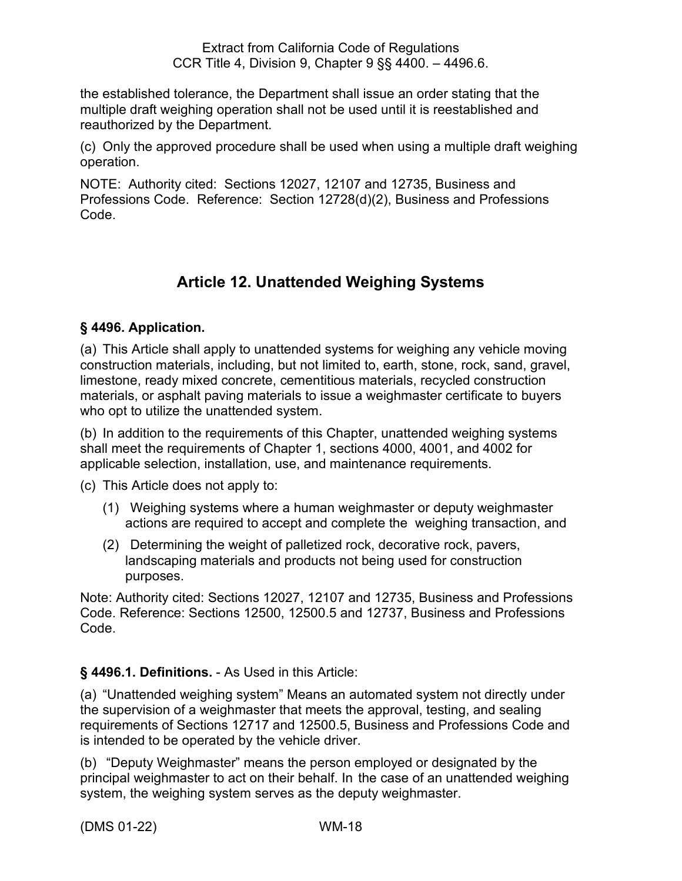the established tolerance, the Department shall issue an order stating that the multiple draft weighing operation shall not be used until it is reestablished and reauthorized by the Department.

(c) Only the approved procedure shall be used when using a multiple draft weighing operation.

NOTE: Authority cited: Sections 12027, 12107 and 12735, Business and Professions Code. Reference: Section 12728(d)(2), Business and Professions Code.

## Article 12. Unattended Weighing Systems

### § 4496. Application.

(a) This Article shall apply to unattended systems for weighing any vehicle moving construction materials, including, but not limited to, earth, stone, rock, sand, gravel, limestone, ready mixed concrete, cementitious materials, recycled construction materials, or asphalt paving materials to issue a weighmaster certificate to buyers who opt to utilize the unattended system.

(b) In addition to the requirements of this Chapter, unattended weighing systems shall meet the requirements of Chapter 1, sections 4000, 4001, and 4002 for applicable selection, installation, use, and maintenance requirements.

(c) This Article does not apply to:

(1) Weighing systems where a human weighmaster or deputy weighmaster actions are required to accept and complete the weighing transaction, and

(2) Determining the weight of palletized rock, decorative rock, pavers, landscaping materials and products not being used for construction purposes.

Note: Authority cited: Sections 12027, 12107 and 12735, Business and Professions Code. Reference: Sections 12500, 12500.5 and 12737, Business and Professions Code.

### § 4496.1. Definitions. - As Used in this Article:

(a) "Unattended weighing system" Means an automated system not directly under the supervision of a weighmaster that meets the approval, testing, and sealing requirements of Sections 12717 and 12500.5, Business and Professions Code and is intended to be operated by the vehicle driver.

(b) "Deputy Weighmaster" means the person employed or designated by the principal weighmaster to act on their behalf. In the case of an unattended weighing system, the weighing system serves as the deputy weighmaster.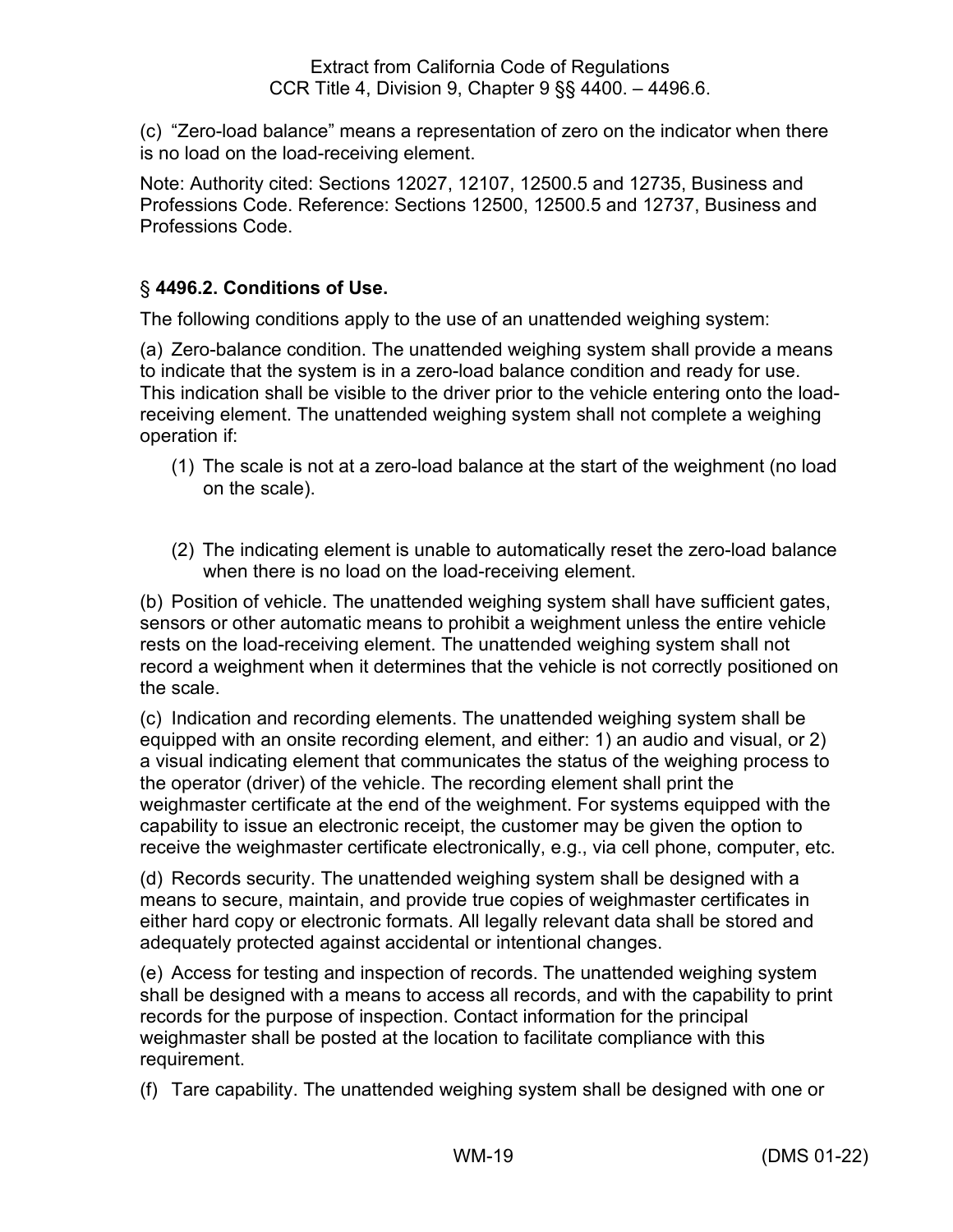(c) “Zero-load balance” means a representation of zero on the indicator when there is no load on the load-receiving element.

Note: Authority cited: Sections 12027, 12107, 12500.5 and 12735, Business and Professions Code. Reference: Sections 12500, 12500.5 and 12737, Business and Professions Code.

### § **4496.2. Conditions of Use.**

The following conditions apply to the use of an unattended weighing system:

(a) Zero-balance condition. The unattended weighing system shall provide a means to indicate that the system is in a zero-load balance condition and ready for use. This indication shall be visible to the driver prior to the vehicle entering onto the load-receiving element. The unattended weighing system shall not complete a weighing operation if:

(1) The scale is not at a zero-load balance at the start of the weighment (no load on the scale).

(2) The indicating element is unable to automatically reset the zero-load balance when there is no load on the load-receiving element.

(b) Position of vehicle. The unattended weighing system shall have sufficient gates, sensors or other automatic means to prohibit a weighment unless the entire vehicle rests on the load-receiving element. The unattended weighing system shall not record a weighment when it determines that the vehicle is not correctly positioned on the scale.

(c) Indication and recording elements. The unattended weighing system shall be equipped with an onsite recording element, and either: 1) an audio and visual, or 2) a visual indicating element that communicates the status of the weighing process to the operator (driver) of the vehicle. The recording element shall print the weighmaster certificate at the end of the weighment. For systems equipped with the capability to issue an electronic receipt, the customer may be given the option to receive the weighmaster certificate electronically, e.g., via cell phone, computer, etc.

(d) Records security. The unattended weighing system shall be designed with a means to secure, maintain, and provide true copies of weighmaster certificates in either hard copy or electronic formats. All legally relevant data shall be stored and adequately protected against accidental or intentional changes.

(e) Access for testing and inspection of records. The unattended weighing system shall be designed with a means to access all records, and with the capability to print records for the purpose of inspection. Contact information for the principal weighmaster shall be posted at the location to facilitate compliance with this requirement.

(f) Tare capability. The unattended weighing system shall be designed with one or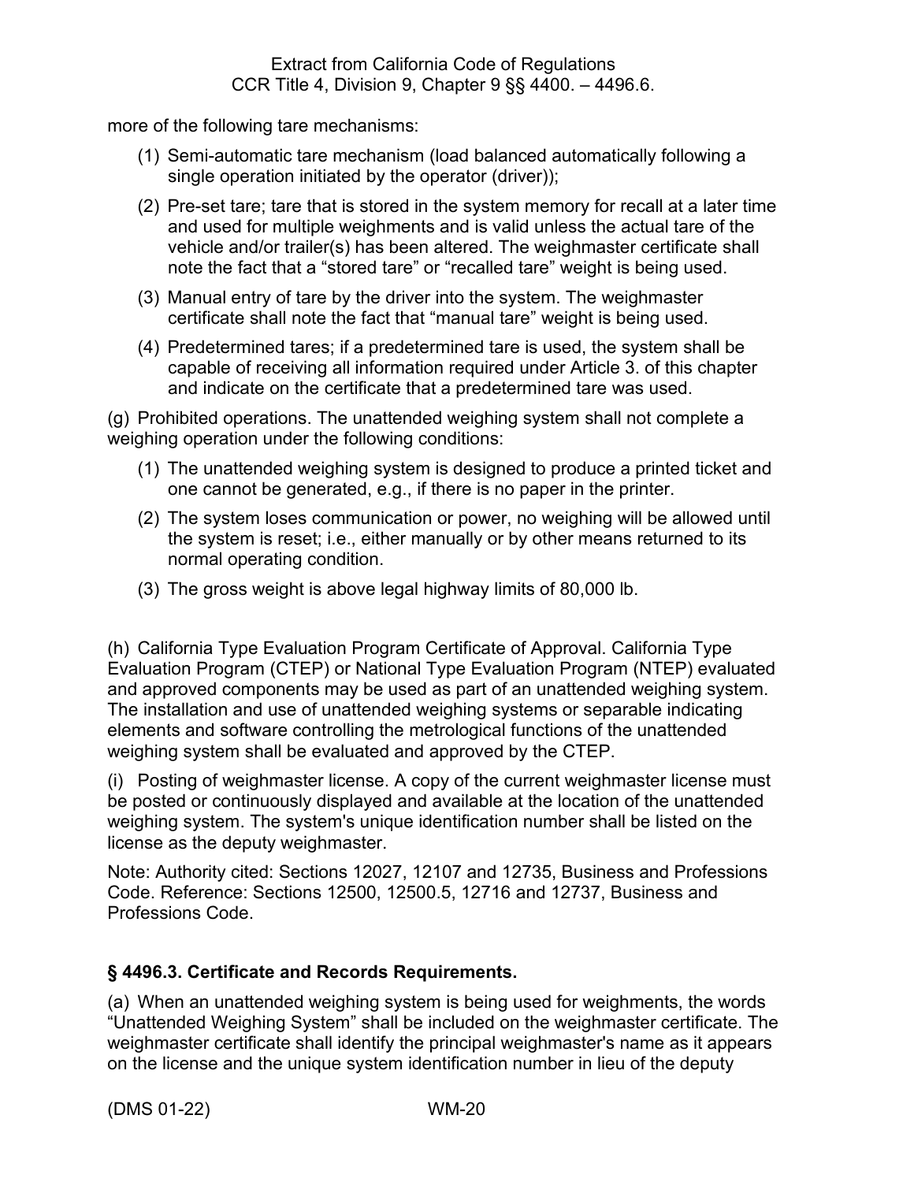more of the following tare mechanisms:

(1) Semi-automatic tare mechanism (load balanced automatically following a single operation initiated by the operator (driver));

(2) Pre-set tare; tare that is stored in the system memory for recall at a later time and used for multiple weighments and is valid unless the actual tare of the vehicle and/or trailer(s) has been altered. The weighmaster certificate shall note the fact that a “stored tare” or “recalled tare” weight is being used.

(3) Manual entry of tare by the driver into the system. The weighmaster certificate shall note the fact that “manual tare” weight is being used.

(4) Predetermined tares; if a predetermined tare is used, the system shall be capable of receiving all information required under Article 3. of this chapter and indicate on the certificate that a predetermined tare was used.

(g) Prohibited operations. The unattended weighing system shall not complete a weighing operation under the following conditions:

(1) The unattended weighing system is designed to produce a printed ticket and one cannot be generated, e.g., if there is no paper in the printer.

(2) The system loses communication or power, no weighing will be allowed until the system is reset; i.e., either manually or by other means returned to its normal operating condition.

(3) The gross weight is above legal highway limits of 80,000 lb.

(h) California Type Evaluation Program Certificate of Approval. California Type Evaluation Program (CTEP) or National Type Evaluation Program (NTEP) evaluated and approved components may be used as part of an unattended weighing system. The installation and use of unattended weighing systems or separable indicating elements and software controlling the metrological functions of the unattended weighing system shall be evaluated and approved by the CTEP.

(i) Posting of weighmaster license. A copy of the current weighmaster license must be posted or continuously displayed and available at the location of the unattended weighing system. The system's unique identification number shall be listed on the license as the deputy weighmaster.

Note: Authority cited: Sections 12027, 12107 and 12735, Business and Professions Code. Reference: Sections 12500, 12500.5, 12716 and 12737, Business and Professions Code.

### § 4496.3. Certificate and Records Requirements.

(a) When an unattended weighing system is being used for weighments, the words “Unattended Weighing System” shall be included on the weighmaster certificate. The weighmaster certificate shall identify the principal weighmaster's name as it appears on the license and the unique system identification number in lieu of the deputy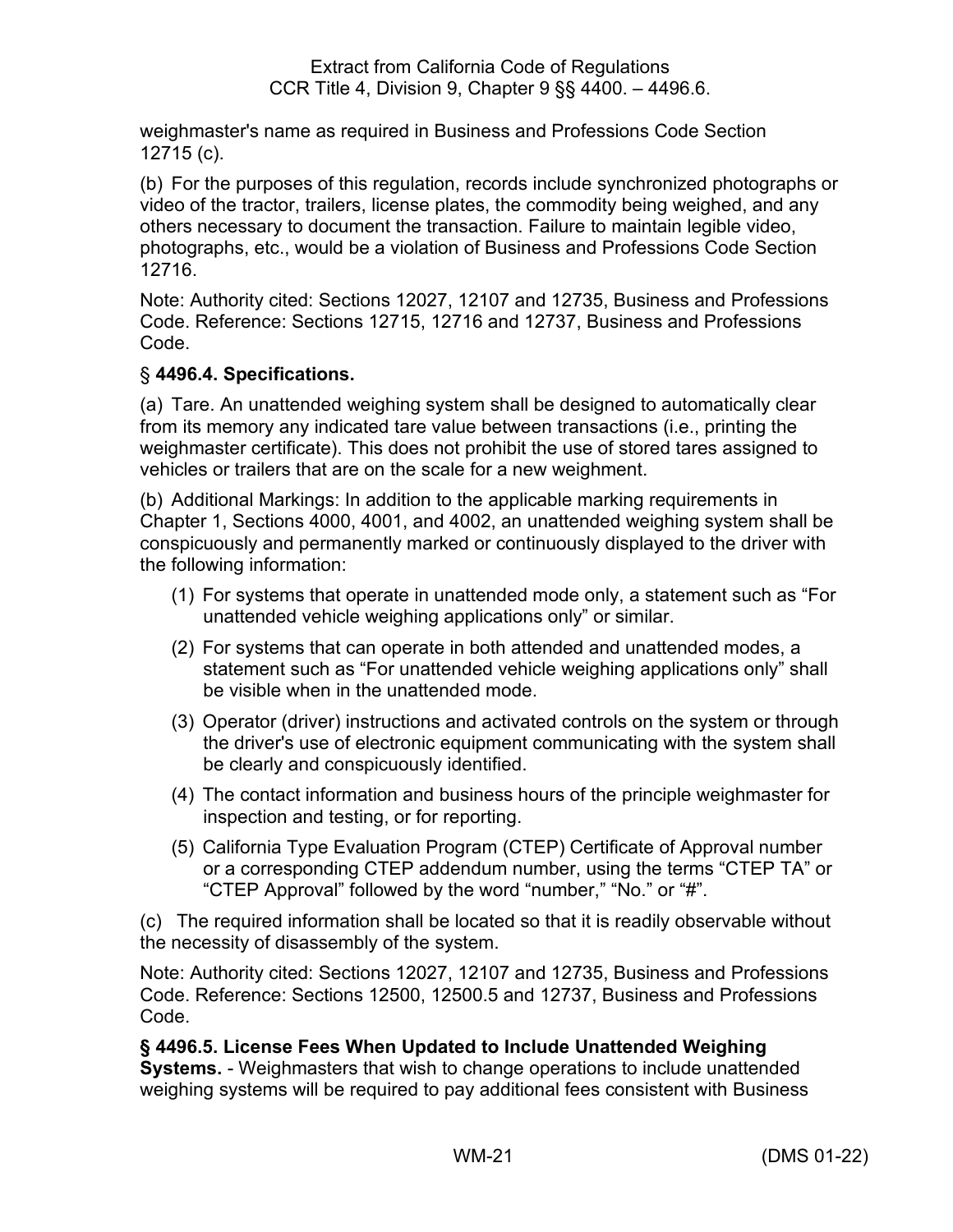weighmaster's name as required in Business and Professions Code Section 12715 (c).

(b) For the purposes of this regulation, records include synchronized photographs or video of the tractor, trailers, license plates, the commodity being weighed, and any others necessary to document the transaction. Failure to maintain legible video, photographs, etc., would be a violation of Business and Professions Code Section 12716.

Note: Authority cited: Sections 12027, 12107 and 12735, Business and Professions Code. Reference: Sections 12715, 12716 and 12737, Business and Professions Code.

### § 4496.4. Specifications.

(a) Tare. An unattended weighing system shall be designed to automatically clear from its memory any indicated tare value between transactions (i.e., printing the weighmaster certificate). This does not prohibit the use of stored tares assigned to vehicles or trailers that are on the scale for a new weighment.

(b) Additional Markings: In addition to the applicable marking requirements in Chapter 1, Sections 4000, 4001, and 4002, an unattended weighing system shall be conspicuously and permanently marked or continuously displayed to the driver with the following information:

(1) For systems that operate in unattended mode only, a statement such as "For unattended vehicle weighing applications only" or similar.

(2) For systems that can operate in both attended and unattended modes, a statement such as "For unattended vehicle weighing applications only" shall be visible when in the unattended mode.

(3) Operator (driver) instructions and activated controls on the system or through the driver's use of electronic equipment communicating with the system shall be clearly and conspicuously identified.

(4) The contact information and business hours of the principle weighmaster for inspection and testing, or for reporting.

(5) California Type Evaluation Program (CTEP) Certificate of Approval number or a corresponding CTEP addendum number, using the terms "CTEP TA" or "CTEP Approval" followed by the word "number," "No." or "#".

(c) The required information shall be located so that it is readily observable without the necessity of disassembly of the system.

Note: Authority cited: Sections 12027, 12107 and 12735, Business and Professions Code. Reference: Sections 12500, 12500.5 and 12737, Business and Professions Code.

**§ 4496.5. License Fees When Updated to Include Unattended Weighing Systems.** - Weighmasters that wish to change operations to include unattended weighing systems will be required to pay additional fees consistent with Business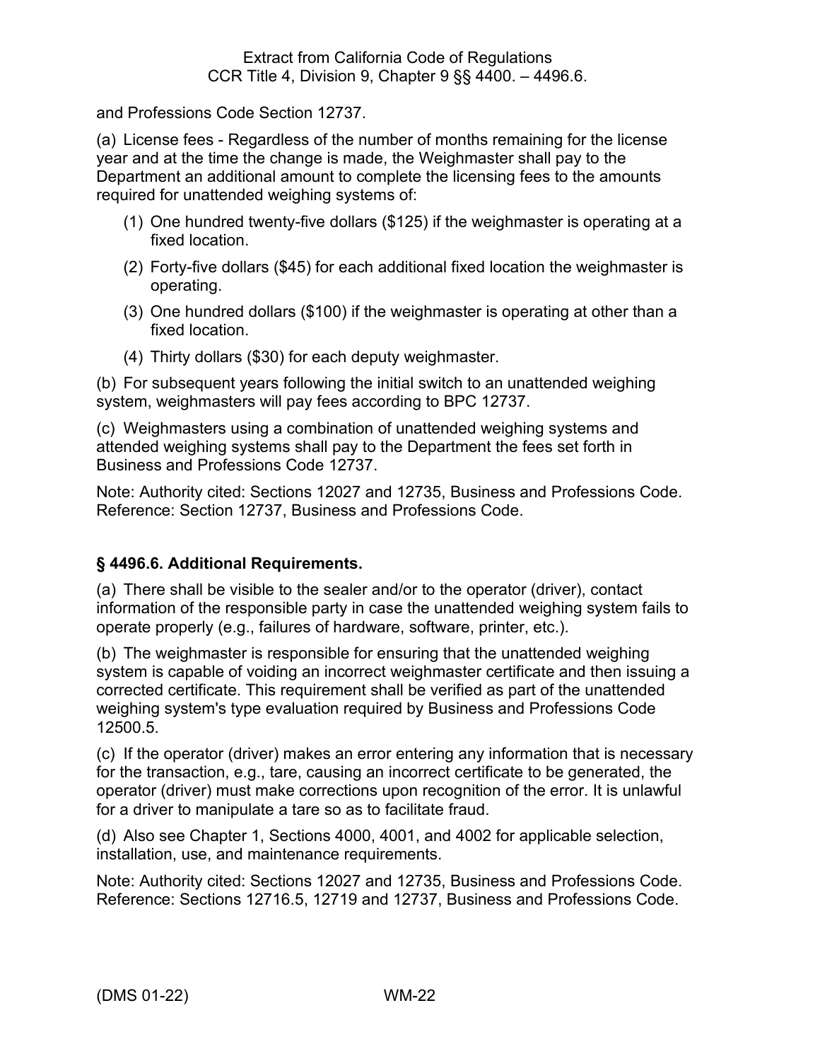and Professions Code Section 12737.

(a) License fees - Regardless of the number of months remaining for the license year and at the time the change is made, the Weighmaster shall pay to the Department an additional amount to complete the licensing fees to the amounts required for unattended weighing systems of:

(1) One hundred twenty-five dollars ($125) if the weighmaster is operating at a fixed location.

(2) Forty-five dollars ($45) for each additional fixed location the weighmaster is operating.

(3) One hundred dollars ($100) if the weighmaster is operating at other than a fixed location.

(4) Thirty dollars ($30) for each deputy weighmaster.

(b) For subsequent years following the initial switch to an unattended weighing system, weighmasters will pay fees according to BPC 12737.

(c) Weighmasters using a combination of unattended weighing systems and attended weighing systems shall pay to the Department the fees set forth in Business and Professions Code 12737.

Note: Authority cited: Sections 12027 and 12735, Business and Professions Code. Reference: Section 12737, Business and Professions Code.

### § 4496.6. Additional Requirements.

(a) There shall be visible to the sealer and/or to the operator (driver), contact information of the responsible party in case the unattended weighing system fails to operate properly (e.g., failures of hardware, software, printer, etc.).

(b) The weighmaster is responsible for ensuring that the unattended weighing system is capable of voiding an incorrect weighmaster certificate and then issuing a corrected certificate. This requirement shall be verified as part of the unattended weighing system's type evaluation required by Business and Professions Code 12500.5.

(c) If the operator (driver) makes an error entering any information that is necessary for the transaction, e.g., tare, causing an incorrect certificate to be generated, the operator (driver) must make corrections upon recognition of the error. It is unlawful for a driver to manipulate a tare so as to facilitate fraud.

(d) Also see Chapter 1, Sections 4000, 4001, and 4002 for applicable selection, installation, use, and maintenance requirements.

Note: Authority cited: Sections 12027 and 12735, Business and Professions Code. Reference: Sections 12716.5, 12719 and 12737, Business and Professions Code.